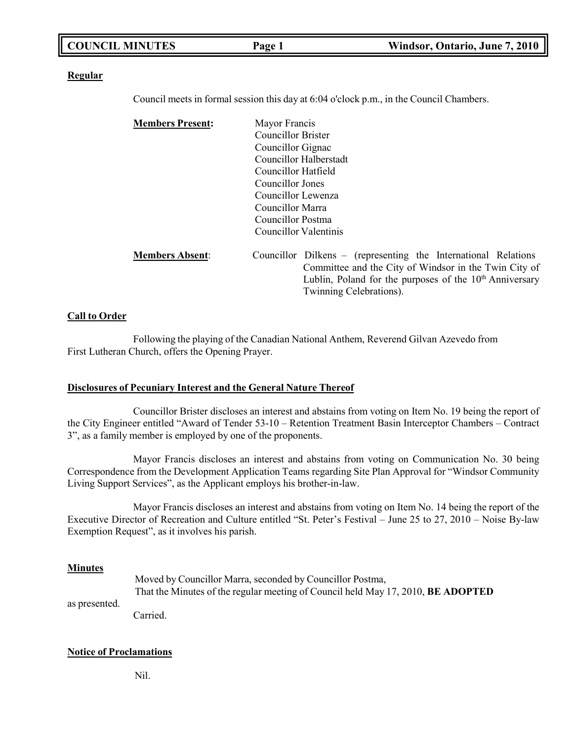**Regular**

Council meets in formal session this day at 6:04 o'clock p.m., in the Council Chambers.

**Members Present:**
Mayor Francis
Councillor Brister
Councillor Gignac
Councillor Halberstadt
Councillor Hatfield
Councillor Jones
Councillor Lewenza
Councillor Marra
Councillor Postma
Councillor Valentinis

**Members Absent**: Councillor Dilkens – (representing the International Relations Committee and the City of Windsor in the Twin City of Lublin, Poland for the purposes of the 10th Anniversary Twinning Celebrations).

**Call to Order**

Following the playing of the Canadian National Anthem, Reverend Gilvan Azevedo from First Lutheran Church, offers the Opening Prayer.

**Disclosures of Pecuniary Interest and the General Nature Thereof**

Councillor Brister discloses an interest and abstains from voting on Item No. 19 being the report of the City Engineer entitled "Award of Tender 53-10 – Retention Treatment Basin Interceptor Chambers – Contract 3", as a family member is employed by one of the proponents.

Mayor Francis discloses an interest and abstains from voting on Communication No. 30 being Correspondence from the Development Application Teams regarding Site Plan Approval for "Windsor Community Living Support Services", as the Applicant employs his brother-in-law.

Mayor Francis discloses an interest and abstains from voting on Item No. 14 being the report of the Executive Director of Recreation and Culture entitled "St. Peter's Festival – June 25 to 27, 2010 – Noise By-law Exemption Request", as it involves his parish.

**Minutes**

Moved by Councillor Marra, seconded by Councillor Postma,
That the Minutes of the regular meeting of Council held May 17, 2010, **BE ADOPTED** as presented.
Carried.

**Notice of Proclamations**

Nil.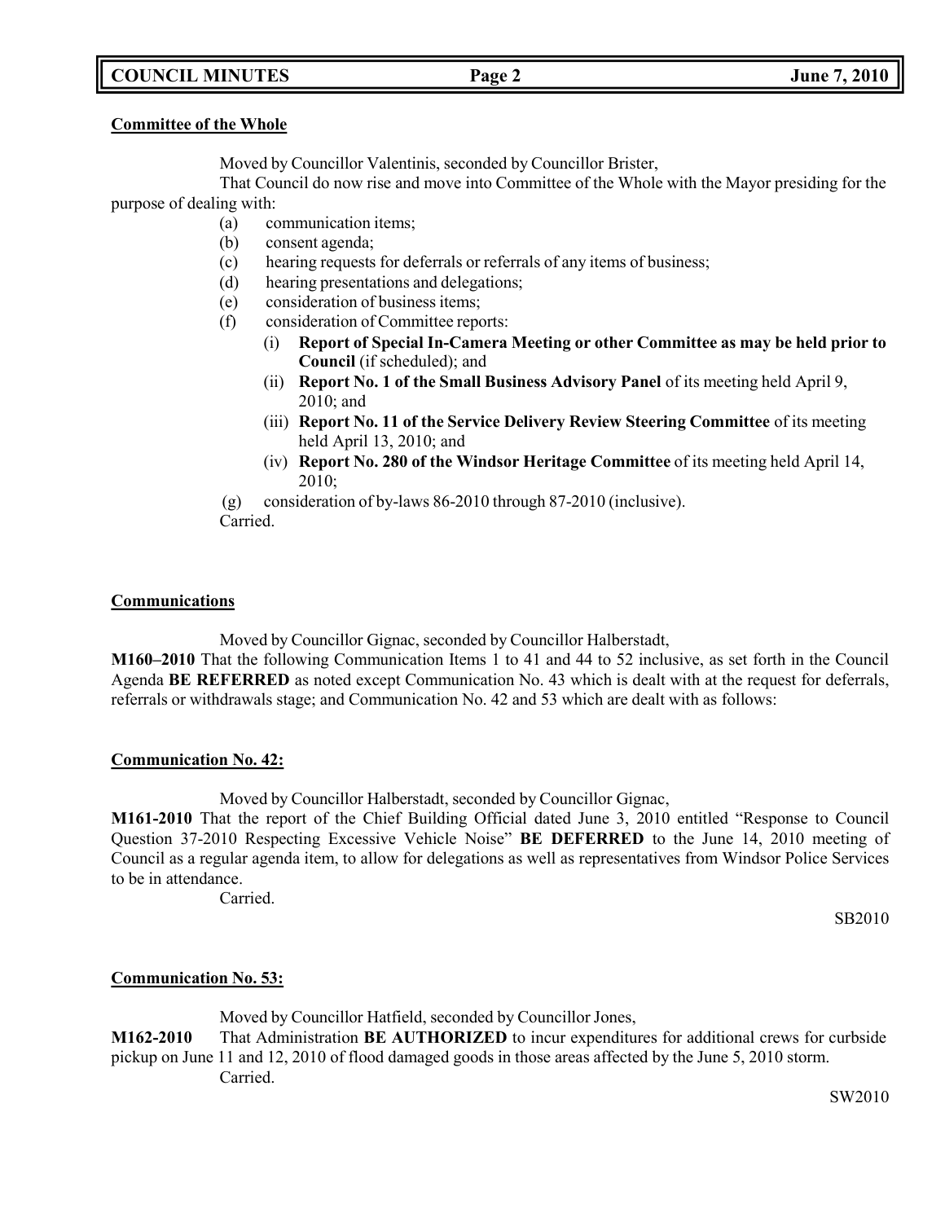**Committee of the Whole**

Moved by Councillor Valentinis, seconded by Councillor Brister,

That Council do now rise and move into Committee of the Whole with the Mayor presiding for the purpose of dealing with:

- (a) communication items;
- (b) consent agenda;
- (c) hearing requests for deferrals or referrals of any items of business;
- (d) hearing presentations and delegations;
- (e) consideration of business items;
- (f) consideration of Committee reports:
  - (i) **Report of Special In-Camera Meeting or other Committee as may be held prior to Council** (if scheduled); and
  - (ii) **Report No. 1 of the Small Business Advisory Panel** of its meeting held April 9, 2010; and
  - (iii) **Report No. 11 of the Service Delivery Review Steering Committee** of its meeting held April 13, 2010; and
  - (iv) **Report No. 280 of the Windsor Heritage Committee** of its meeting held April 14, 2010;
- (g) consideration of by-laws 86-2010 through 87-2010 (inclusive).

Carried.

**Communications**

Moved by Councillor Gignac, seconded by Councillor Halberstadt,

**M160–2010** That the following Communication Items 1 to 41 and 44 to 52 inclusive, as set forth in the Council Agenda **BE REFERRED** as noted except Communication No. 43 which is dealt with at the request for deferrals, referrals or withdrawals stage; and Communication No. 42 and 53 which are dealt with as follows:

**Communication No. 42:**

Moved by Councillor Halberstadt, seconded by Councillor Gignac,

**M161-2010** That the report of the Chief Building Official dated June 3, 2010 entitled "Response to Council Question 37-2010 Respecting Excessive Vehicle Noise" **BE DEFERRED** to the June 14, 2010 meeting of Council as a regular agenda item, to allow for delegations as well as representatives from Windsor Police Services to be in attendance.

Carried.

SB2010

**Communication No. 53:**

Moved by Councillor Hatfield, seconded by Councillor Jones,

**M162-2010** That Administration **BE AUTHORIZED** to incur expenditures for additional crews for curbside pickup on June 11 and 12, 2010 of flood damaged goods in those areas affected by the June 5, 2010 storm.

Carried.

SW2010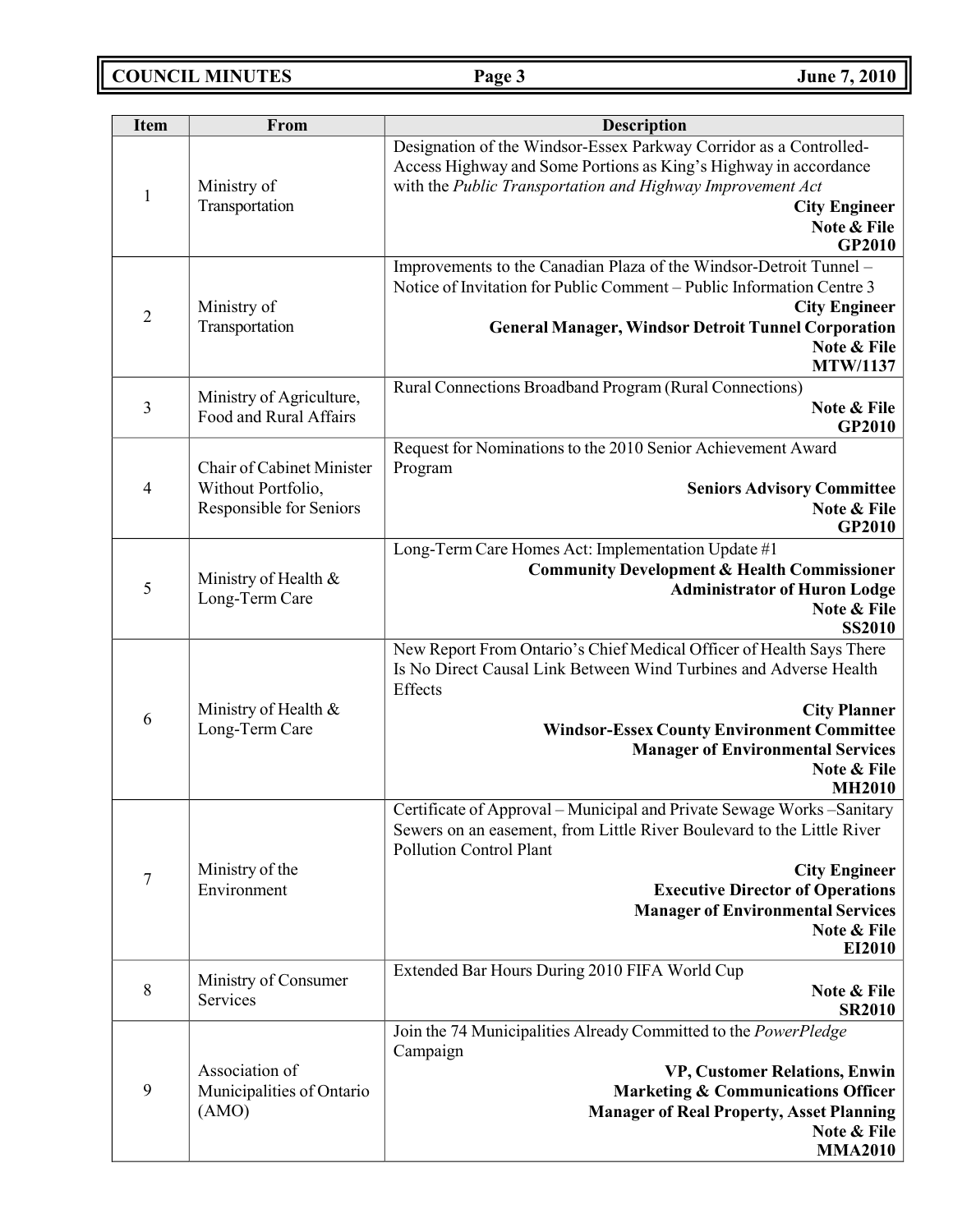| Item | From | Description |
|---|---|---|
| 1 | Ministry of Transportation | Designation of the Windsor-Essex Parkway Corridor as a Controlled-Access Highway and Some Portions as King's Highway in accordance with the *Public Transportation and Highway Improvement Act* **City Engineer** **Note & File** **GP2010** |
| 2 | Ministry of Transportation | Improvements to the Canadian Plaza of the Windsor-Detroit Tunnel – Notice of Invitation for Public Comment – Public Information Centre 3 **City Engineer** **General Manager, Windsor Detroit Tunnel Corporation** **Note & File** **MTW/1137** |
| 3 | Ministry of Agriculture, Food and Rural Affairs | Rural Connections Broadband Program (Rural Connections) **Note & File** **GP2010** |
| 4 | Chair of Cabinet Minister Without Portfolio, Responsible for Seniors | Request for Nominations to the 2010 Senior Achievement Award Program **Seniors Advisory Committee** **Note & File** **GP2010** |
| 5 | Ministry of Health & Long-Term Care | Long-Term Care Homes Act: Implementation Update #1 **Community Development & Health Commissioner** **Administrator of Huron Lodge** **Note & File** **SS2010** |
| 6 | Ministry of Health & Long-Term Care | New Report From Ontario's Chief Medical Officer of Health Says There Is No Direct Causal Link Between Wind Turbines and Adverse Health Effects **City Planner** **Windsor-Essex County Environment Committee** **Manager of Environmental Services** **Note & File** **MH2010** |
| 7 | Ministry of the Environment | Certificate of Approval – Municipal and Private Sewage Works –Sanitary Sewers on an easement, from Little River Boulevard to the Little River Pollution Control Plant **City Engineer** **Executive Director of Operations** **Manager of Environmental Services** **Note & File** **EI2010** |
| 8 | Ministry of Consumer Services | Extended Bar Hours During 2010 FIFA World Cup **Note & File** **SR2010** |
| 9 | Association of Municipalities of Ontario (AMO) | Join the 74 Municipalities Already Committed to the *PowerPledge* Campaign **VP, Customer Relations, Enwin** **Marketing & Communications Officer** **Manager of Real Property, Asset Planning** **Note & File** **MMA2010** |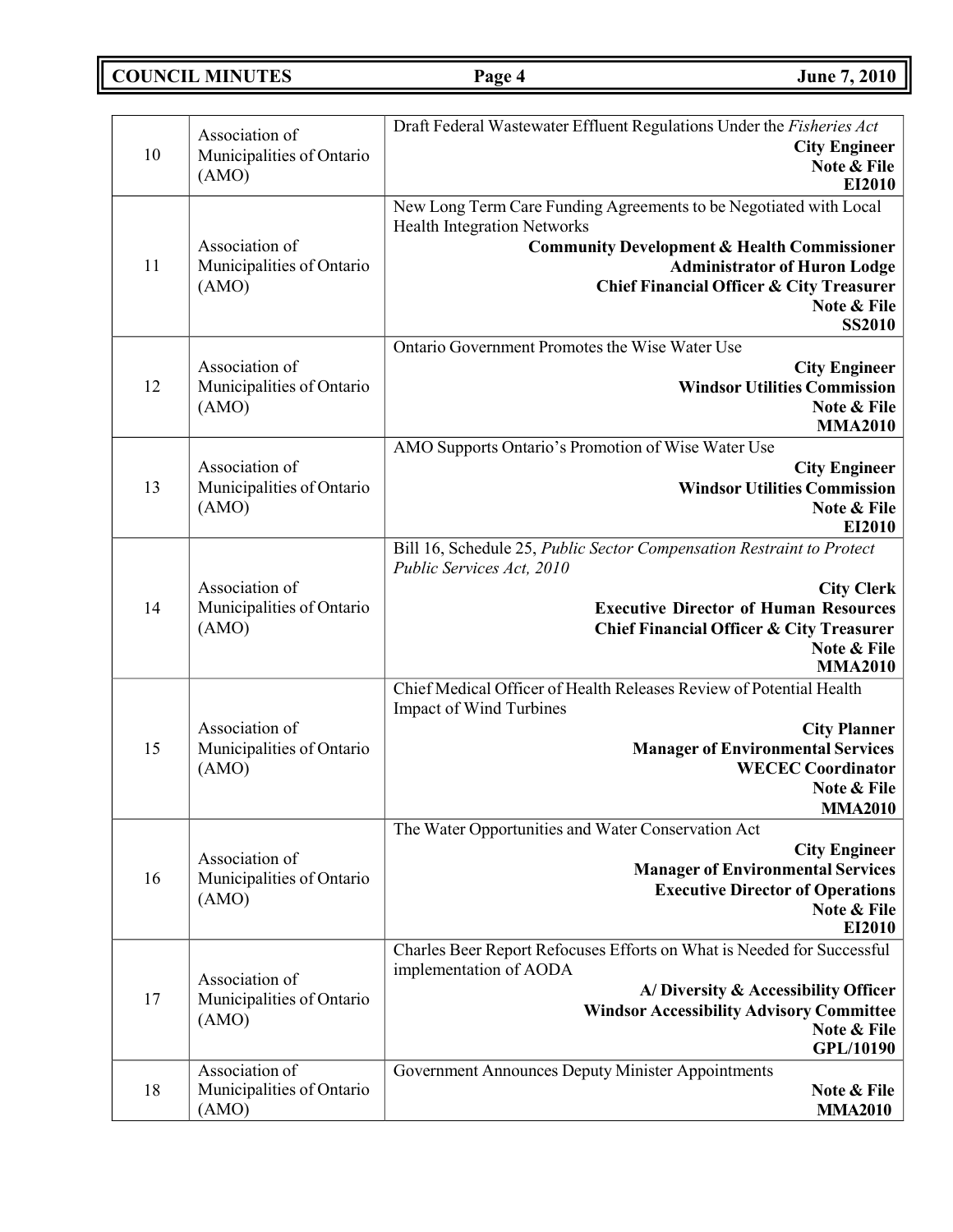| | | |
|---|---|---|
| 10 | Association of Municipalities of Ontario (AMO) | Draft Federal Wastewater Effluent Regulations Under the *Fisheries Act*<br>**City Engineer**<br>**Note & File**<br>**EI2010** |
| 11 | Association of Municipalities of Ontario (AMO) | New Long Term Care Funding Agreements to be Negotiated with Local Health Integration Networks<br>**Community Development & Health Commissioner**<br>**Administrator of Huron Lodge**<br>**Chief Financial Officer & City Treasurer**<br>**Note & File**<br>**SS2010** |
| 12 | Association of Municipalities of Ontario (AMO) | Ontario Government Promotes the Wise Water Use<br>**City Engineer**<br>**Windsor Utilities Commission**<br>**Note & File**<br>**MMA2010** |
| 13 | Association of Municipalities of Ontario (AMO) | AMO Supports Ontario's Promotion of Wise Water Use<br>**City Engineer**<br>**Windsor Utilities Commission**<br>**Note & File**<br>**EI2010** |
| 14 | Association of Municipalities of Ontario (AMO) | Bill 16, Schedule 25, *Public Sector Compensation Restraint to Protect Public Services Act, 2010*<br>**City Clerk**<br>**Executive Director of Human Resources**<br>**Chief Financial Officer & City Treasurer**<br>**Note & File**<br>**MMA2010** |
| 15 | Association of Municipalities of Ontario (AMO) | Chief Medical Officer of Health Releases Review of Potential Health Impact of Wind Turbines<br>**City Planner**<br>**Manager of Environmental Services**<br>**WECEC Coordinator**<br>**Note & File**<br>**MMA2010** |
| 16 | Association of Municipalities of Ontario (AMO) | The Water Opportunities and Water Conservation Act<br>**City Engineer**<br>**Manager of Environmental Services**<br>**Executive Director of Operations**<br>**Note & File**<br>**EI2010** |
| 17 | Association of Municipalities of Ontario (AMO) | Charles Beer Report Refocuses Efforts on What is Needed for Successful implementation of AODA<br>**A/ Diversity & Accessibility Officer**<br>**Windsor Accessibility Advisory Committee**<br>**Note & File**<br>**GPL/10190** |
| 18 | Association of Municipalities of Ontario (AMO) | Government Announces Deputy Minister Appointments<br>**Note & File**<br>**MMA2010** |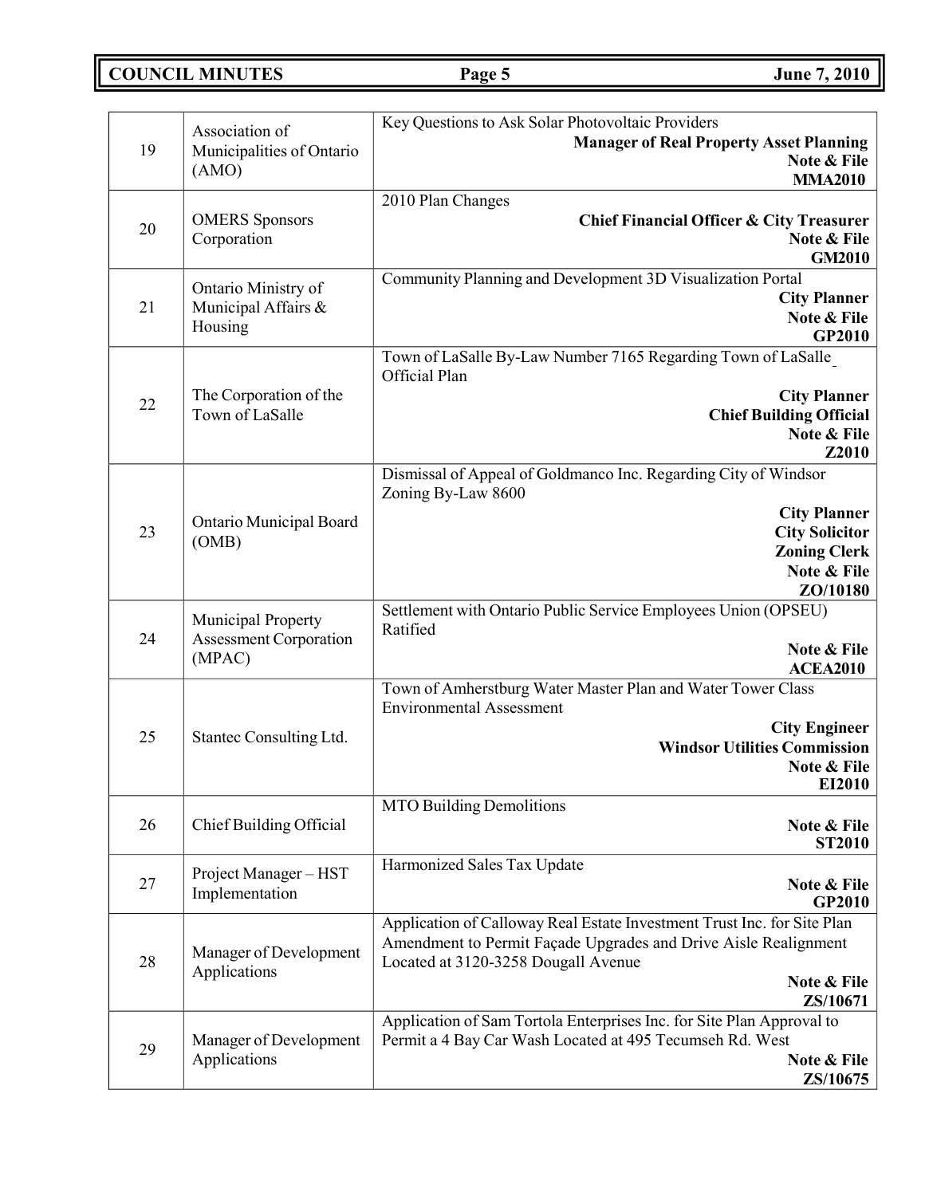| | | |
|---|---|---|
| 19 | Association of Municipalities of Ontario (AMO) | Key Questions to Ask Solar Photovoltaic Providers<br>**Manager of Real Property Asset Planning**<br>**Note & File**<br>**MMA2010** |
| 20 | OMERS Sponsors Corporation | 2010 Plan Changes<br>**Chief Financial Officer & City Treasurer**<br>**Note & File**<br>**GM2010** |
| 21 | Ontario Ministry of Municipal Affairs & Housing | Community Planning and Development 3D Visualization Portal<br>**City Planner**<br>**Note & File**<br>**GP2010** |
| 22 | The Corporation of the Town of LaSalle | Town of LaSalle By-Law Number 7165 Regarding Town of LaSalle Official Plan<br>**City Planner**<br>**Chief Building Official**<br>**Note & File**<br>**Z2010** |
| 23 | Ontario Municipal Board (OMB) | Dismissal of Appeal of Goldmanco Inc. Regarding City of Windsor Zoning By-Law 8600<br>**City Planner**<br>**City Solicitor**<br>**Zoning Clerk**<br>**Note & File**<br>**ZO/10180** |
| 24 | Municipal Property Assessment Corporation (MPAC) | Settlement with Ontario Public Service Employees Union (OPSEU) Ratified<br>**Note & File**<br>**ACEA2010** |
| 25 | Stantec Consulting Ltd. | Town of Amherstburg Water Master Plan and Water Tower Class Environmental Assessment<br>**City Engineer**<br>**Windsor Utilities Commission**<br>**Note & File**<br>**EI2010** |
| 26 | Chief Building Official | MTO Building Demolitions<br>**Note & File**<br>**ST2010** |
| 27 | Project Manager – HST Implementation | Harmonized Sales Tax Update<br>**Note & File**<br>**GP2010** |
| 28 | Manager of Development Applications | Application of Calloway Real Estate Investment Trust Inc. for Site Plan Amendment to Permit Façade Upgrades and Drive Aisle Realignment Located at 3120-3258 Dougall Avenue<br>**Note & File**<br>**ZS/10671** |
| 29 | Manager of Development Applications | Application of Sam Tortola Enterprises Inc. for Site Plan Approval to Permit a 4 Bay Car Wash Located at 495 Tecumseh Rd. West<br>**Note & File**<br>**ZS/10675** |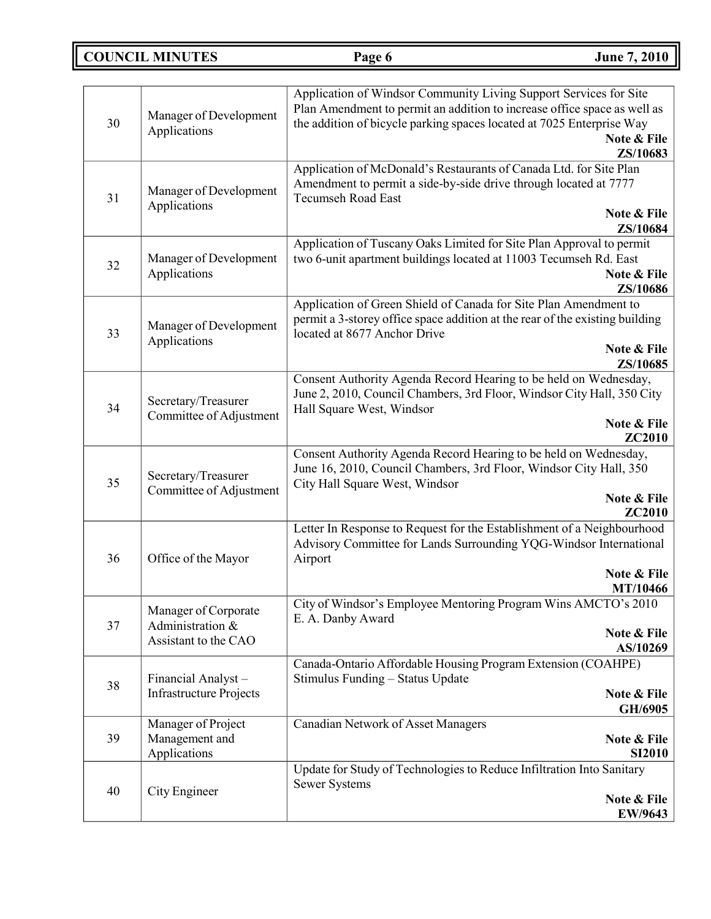| | | |
|---|---|---|
| 30 | Manager of Development Applications | Application of Windsor Community Living Support Services for Site Plan Amendment to permit an addition to increase office space as well as the addition of bicycle parking spaces located at 7025 Enterprise Way **Note & File ZS/10683** |
| 31 | Manager of Development Applications | Application of McDonald's Restaurants of Canada Ltd. for Site Plan Amendment to permit a side-by-side drive through located at 7777 Tecumseh Road East **Note & File ZS/10684** |
| 32 | Manager of Development Applications | Application of Tuscany Oaks Limited for Site Plan Approval to permit two 6-unit apartment buildings located at 11003 Tecumseh Rd. East **Note & File ZS/10686** |
| 33 | Manager of Development Applications | Application of Green Shield of Canada for Site Plan Amendment to permit a 3-storey office space addition at the rear of the existing building located at 8677 Anchor Drive **Note & File ZS/10685** |
| 34 | Secretary/Treasurer Committee of Adjustment | Consent Authority Agenda Record Hearing to be held on Wednesday, June 2, 2010, Council Chambers, 3rd Floor, Windsor City Hall, 350 City Hall Square West, Windsor **Note & File ZC2010** |
| 35 | Secretary/Treasurer Committee of Adjustment | Consent Authority Agenda Record Hearing to be held on Wednesday, June 16, 2010, Council Chambers, 3rd Floor, Windsor City Hall, 350 City Hall Square West, Windsor **Note & File ZC2010** |
| 36 | Office of the Mayor | Letter In Response to Request for the Establishment of a Neighbourhood Advisory Committee for Lands Surrounding YQG-Windsor International Airport **Note & File MT/10466** |
| 37 | Manager of Corporate Administration & Assistant to the CAO | City of Windsor's Employee Mentoring Program Wins AMCTO's 2010 E. A. Danby Award **Note & File AS/10269** |
| 38 | Financial Analyst – Infrastructure Projects | Canada-Ontario Affordable Housing Program Extension (COAHPE) Stimulus Funding – Status Update **Note & File GH/6905** |
| 39 | Manager of Project Management and Applications | Canadian Network of Asset Managers **Note & File SI2010** |
| 40 | City Engineer | Update for Study of Technologies to Reduce Infiltration Into Sanitary Sewer Systems **Note & File EW/9643** |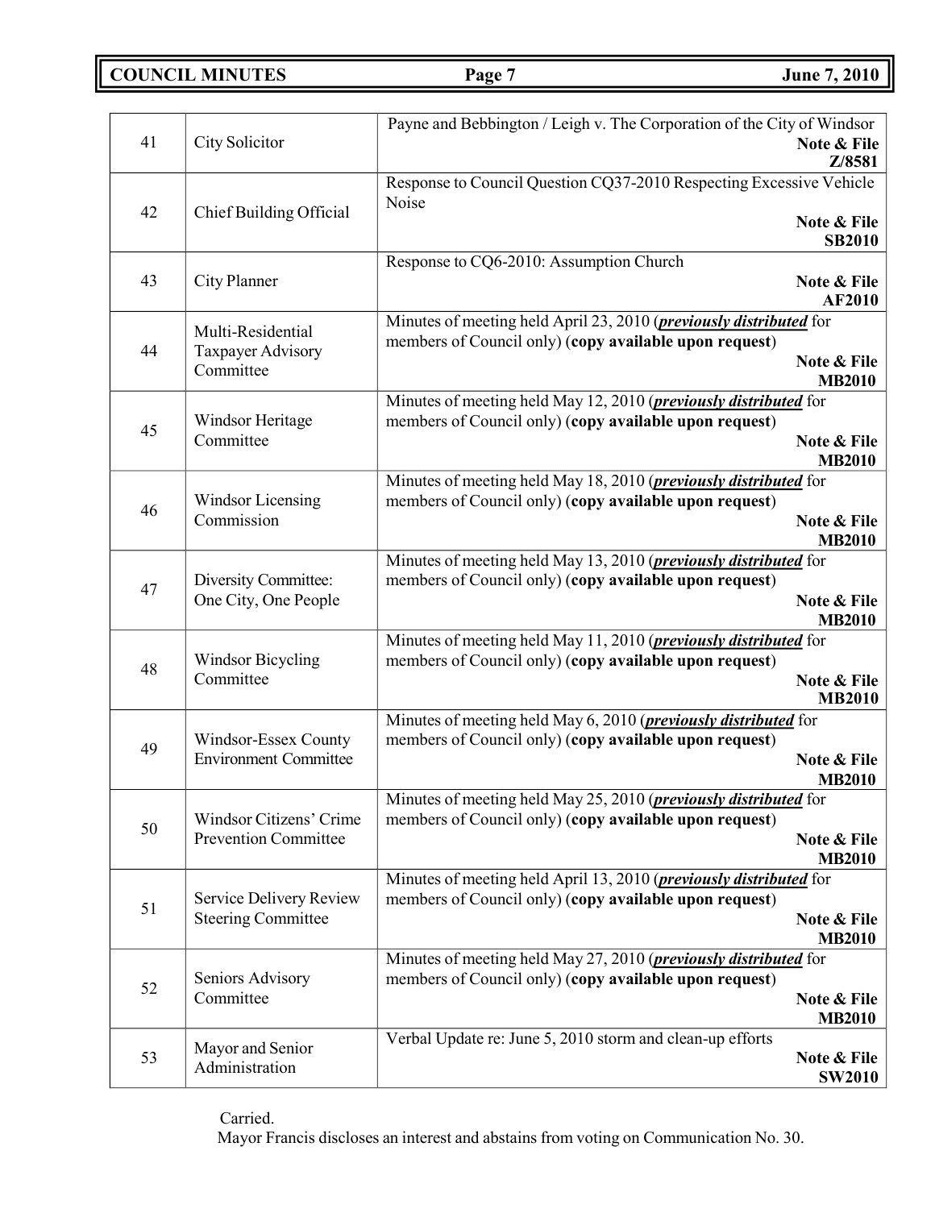| | | |
|---|---|---|
| 41 | City Solicitor | Payne and Bebbington / Leigh v. The Corporation of the City of Windsor **Note & File** **Z/8581** |
| 42 | Chief Building Official | Response to Council Question CQ37-2010 Respecting Excessive Vehicle Noise **Note & File** **SB2010** |
| 43 | City Planner | Response to CQ6-2010: Assumption Church **Note & File** **AF2010** |
| 44 | Multi-Residential Taxpayer Advisory Committee | Minutes of meeting held April 23, 2010 (***previously distributed*** for members of Council only) (**copy available upon request**) **Note & File** **MB2010** |
| 45 | Windsor Heritage Committee | Minutes of meeting held May 12, 2010 (***previously distributed*** for members of Council only) (**copy available upon request**) **Note & File** **MB2010** |
| 46 | Windsor Licensing Commission | Minutes of meeting held May 18, 2010 (***previously distributed*** for members of Council only) (**copy available upon request**) **Note & File** **MB2010** |
| 47 | Diversity Committee: One City, One People | Minutes of meeting held May 13, 2010 (***previously distributed*** for members of Council only) (**copy available upon request**) **Note & File** **MB2010** |
| 48 | Windsor Bicycling Committee | Minutes of meeting held May 11, 2010 (***previously distributed*** for members of Council only) (**copy available upon request**) **Note & File** **MB2010** |
| 49 | Windsor-Essex County Environment Committee | Minutes of meeting held May 6, 2010 (***previously distributed*** for members of Council only) (**copy available upon request**) **Note & File** **MB2010** |
| 50 | Windsor Citizens' Crime Prevention Committee | Minutes of meeting held May 25, 2010 (***previously distributed*** for members of Council only) (**copy available upon request**) **Note & File** **MB2010** |
| 51 | Service Delivery Review Steering Committee | Minutes of meeting held April 13, 2010 (***previously distributed*** for members of Council only) (**copy available upon request**) **Note & File** **MB2010** |
| 52 | Seniors Advisory Committee | Minutes of meeting held May 27, 2010 (***previously distributed*** for members of Council only) (**copy available upon request**) **Note & File** **MB2010** |
| 53 | Mayor and Senior Administration | Verbal Update re: June 5, 2010 storm and clean-up efforts **Note & File** **SW2010** |

Carried.

Mayor Francis discloses an interest and abstains from voting on Communication No. 30.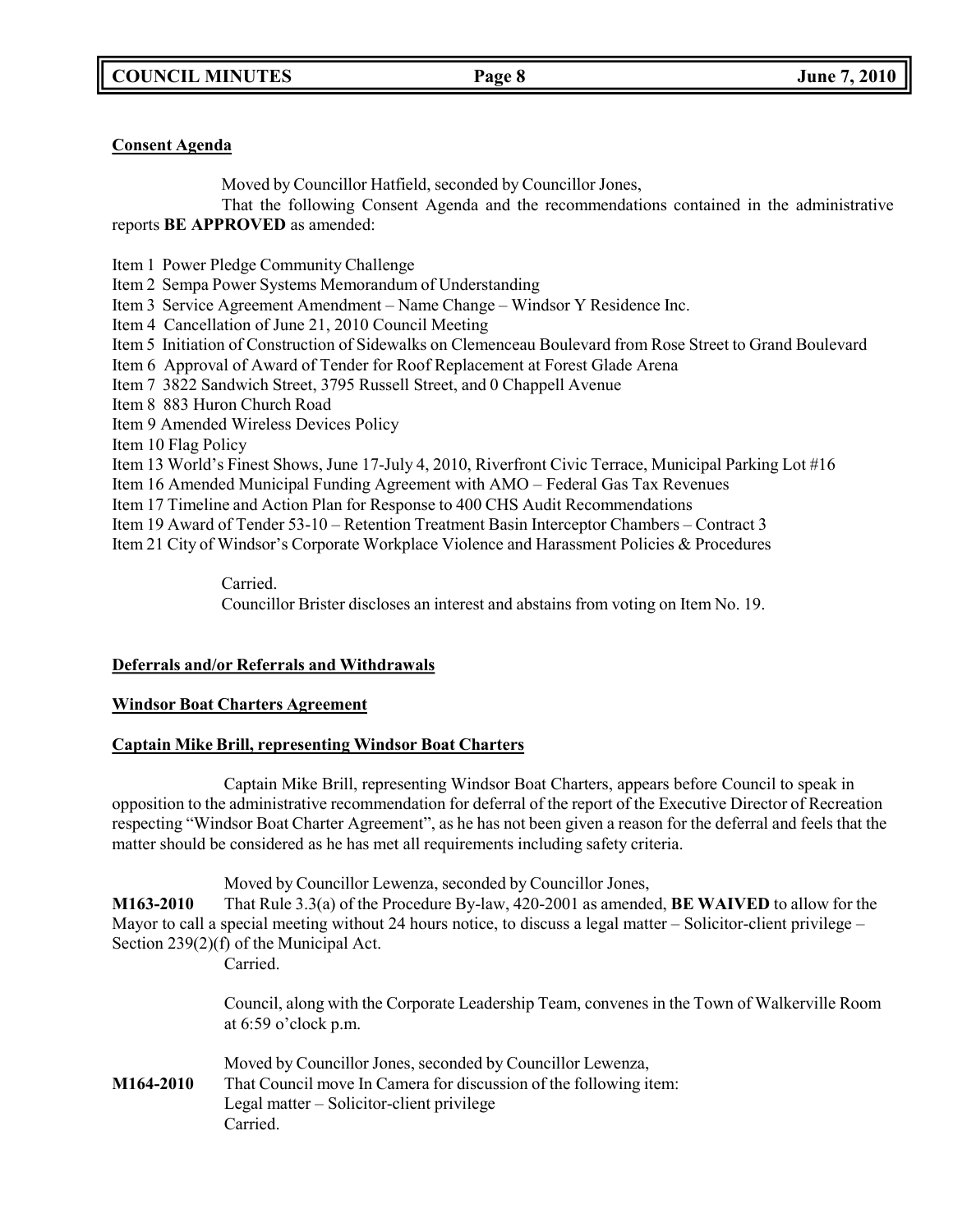**Consent Agenda**

Moved by Councillor Hatfield, seconded by Councillor Jones,

That the following Consent Agenda and the recommendations contained in the administrative reports **BE APPROVED** as amended:

Item 1 Power Pledge Community Challenge
Item 2 Sempa Power Systems Memorandum of Understanding
Item 3 Service Agreement Amendment – Name Change – Windsor Y Residence Inc.
Item 4 Cancellation of June 21, 2010 Council Meeting
Item 5 Initiation of Construction of Sidewalks on Clemenceau Boulevard from Rose Street to Grand Boulevard
Item 6 Approval of Award of Tender for Roof Replacement at Forest Glade Arena
Item 7 3822 Sandwich Street, 3795 Russell Street, and 0 Chappell Avenue
Item 8 883 Huron Church Road
Item 9 Amended Wireless Devices Policy
Item 10 Flag Policy
Item 13 World's Finest Shows, June 17-July 4, 2010, Riverfront Civic Terrace, Municipal Parking Lot #16
Item 16 Amended Municipal Funding Agreement with AMO – Federal Gas Tax Revenues
Item 17 Timeline and Action Plan for Response to 400 CHS Audit Recommendations
Item 19 Award of Tender 53-10 – Retention Treatment Basin Interceptor Chambers – Contract 3
Item 21 City of Windsor's Corporate Workplace Violence and Harassment Policies & Procedures

Carried.
Councillor Brister discloses an interest and abstains from voting on Item No. 19.

**Deferrals and/or Referrals and Withdrawals**

**Windsor Boat Charters Agreement**

**Captain Mike Brill, representing Windsor Boat Charters**

Captain Mike Brill, representing Windsor Boat Charters, appears before Council to speak in opposition to the administrative recommendation for deferral of the report of the Executive Director of Recreation respecting "Windsor Boat Charter Agreement", as he has not been given a reason for the deferral and feels that the matter should be considered as he has met all requirements including safety criteria.

Moved by Councillor Lewenza, seconded by Councillor Jones,

**M163-2010** That Rule 3.3(a) of the Procedure By-law, 420-2001 as amended, **BE WAIVED** to allow for the Mayor to call a special meeting without 24 hours notice, to discuss a legal matter – Solicitor-client privilege – Section 239(2)(f) of the Municipal Act.
Carried.

Council, along with the Corporate Leadership Team, convenes in the Town of Walkerville Room at 6:59 o'clock p.m.

Moved by Councillor Jones, seconded by Councillor Lewenza,

**M164-2010** That Council move In Camera for discussion of the following item:
Legal matter – Solicitor-client privilege
Carried.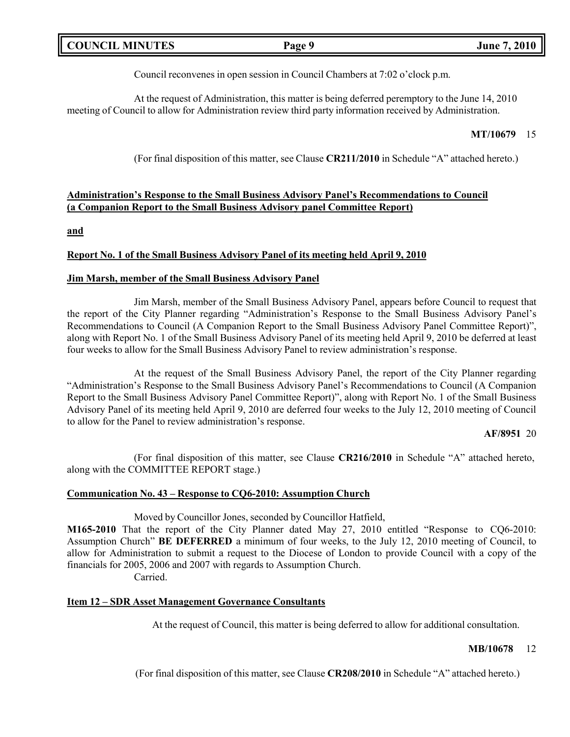Council reconvenes in open session in Council Chambers at 7:02 o'clock p.m.

At the request of Administration, this matter is being deferred peremptory to the June 14, 2010 meeting of Council to allow for Administration review third party information received by Administration.

**MT/10679** 15

(For final disposition of this matter, see Clause **CR211/2010** in Schedule "A" attached hereto.)

**Administration's Response to the Small Business Advisory Panel's Recommendations to Council (a Companion Report to the Small Business Advisory panel Committee Report)**

**and**

**Report No. 1 of the Small Business Advisory Panel of its meeting held April 9, 2010**

**Jim Marsh, member of the Small Business Advisory Panel**

Jim Marsh, member of the Small Business Advisory Panel, appears before Council to request that the report of the City Planner regarding "Administration's Response to the Small Business Advisory Panel's Recommendations to Council (A Companion Report to the Small Business Advisory Panel Committee Report)", along with Report No. 1 of the Small Business Advisory Panel of its meeting held April 9, 2010 be deferred at least four weeks to allow for the Small Business Advisory Panel to review administration's response.

At the request of the Small Business Advisory Panel, the report of the City Planner regarding "Administration's Response to the Small Business Advisory Panel's Recommendations to Council (A Companion Report to the Small Business Advisory Panel Committee Report)", along with Report No. 1 of the Small Business Advisory Panel of its meeting held April 9, 2010 are deferred four weeks to the July 12, 2010 meeting of Council to allow for the Panel to review administration's response.

**AF/8951** 20

(For final disposition of this matter, see Clause **CR216/2010** in Schedule "A" attached hereto, along with the COMMITTEE REPORT stage.)

**Communication No. 43 – Response to CQ6-2010: Assumption Church**

Moved by Councillor Jones, seconded by Councillor Hatfield,

**M165-2010** That the report of the City Planner dated May 27, 2010 entitled "Response to CQ6-2010: Assumption Church" **BE DEFERRED** a minimum of four weeks, to the July 12, 2010 meeting of Council, to allow for Administration to submit a request to the Diocese of London to provide Council with a copy of the financials for 2005, 2006 and 2007 with regards to Assumption Church.

Carried.

**Item 12 – SDR Asset Management Governance Consultants**

At the request of Council, this matter is being deferred to allow for additional consultation.

**MB/10678** 12

(For final disposition of this matter, see Clause **CR208/2010** in Schedule "A" attached hereto.)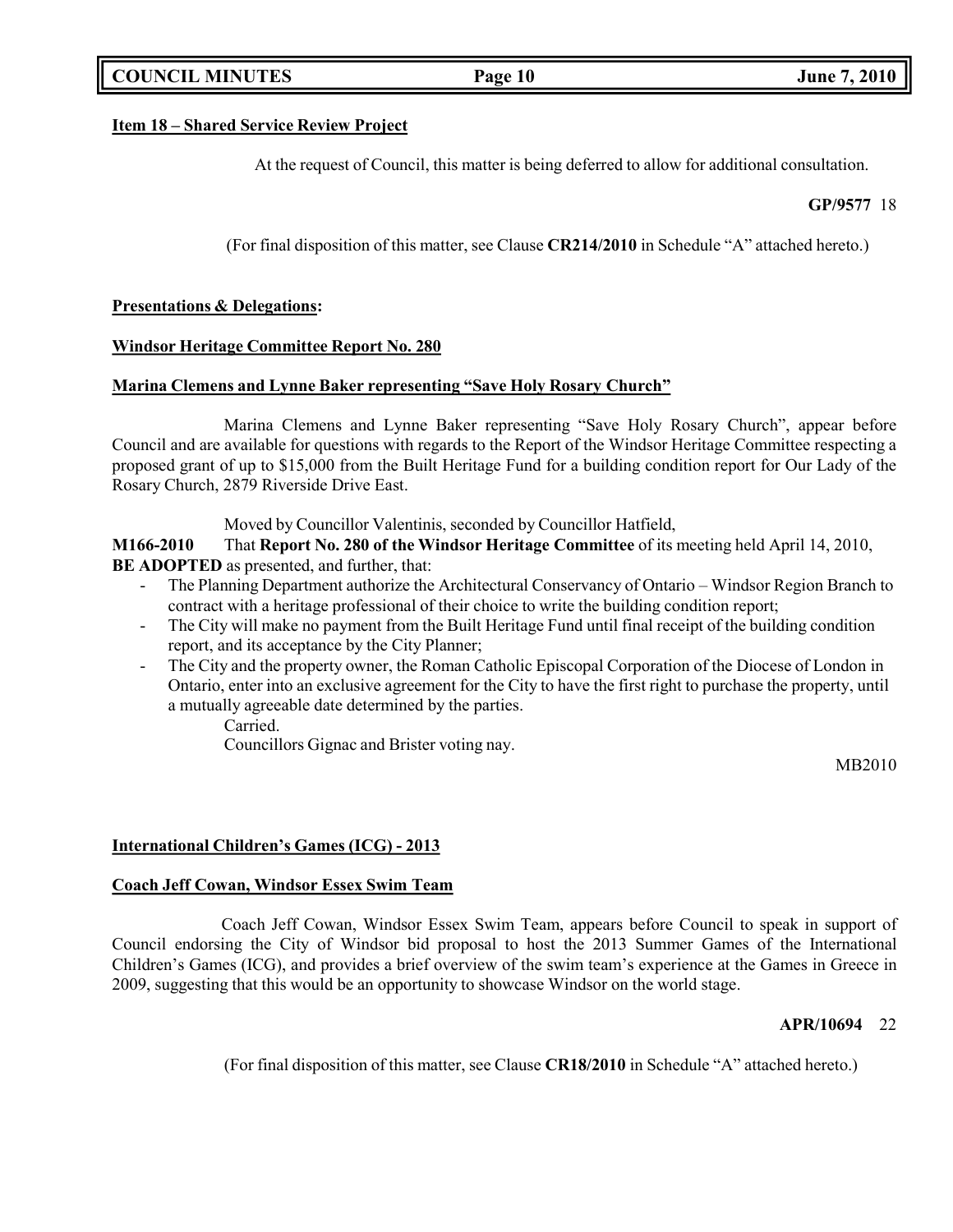**Item 18 – Shared Service Review Project**

At the request of Council, this matter is being deferred to allow for additional consultation.

**GP/9577** 18

(For final disposition of this matter, see Clause **CR214/2010** in Schedule "A" attached hereto.)

**Presentations & Delegations:**

**Windsor Heritage Committee Report No. 280**

**Marina Clemens and Lynne Baker representing "Save Holy Rosary Church"**

Marina Clemens and Lynne Baker representing "Save Holy Rosary Church", appear before Council and are available for questions with regards to the Report of the Windsor Heritage Committee respecting a proposed grant of up to $15,000 from the Built Heritage Fund for a building condition report for Our Lady of the Rosary Church, 2879 Riverside Drive East.

Moved by Councillor Valentinis, seconded by Councillor Hatfield,

**M166-2010** That **Report No. 280 of the Windsor Heritage Committee** of its meeting held April 14, 2010, **BE ADOPTED** as presented, and further, that:

- The Planning Department authorize the Architectural Conservancy of Ontario – Windsor Region Branch to contract with a heritage professional of their choice to write the building condition report;
- The City will make no payment from the Built Heritage Fund until final receipt of the building condition report, and its acceptance by the City Planner;
- The City and the property owner, the Roman Catholic Episcopal Corporation of the Diocese of London in Ontario, enter into an exclusive agreement for the City to have the first right to purchase the property, until a mutually agreeable date determined by the parties.

Carried.

Councillors Gignac and Brister voting nay.

MB2010

**International Children's Games (ICG) - 2013**

**Coach Jeff Cowan, Windsor Essex Swim Team**

Coach Jeff Cowan, Windsor Essex Swim Team, appears before Council to speak in support of Council endorsing the City of Windsor bid proposal to host the 2013 Summer Games of the International Children's Games (ICG), and provides a brief overview of the swim team's experience at the Games in Greece in 2009, suggesting that this would be an opportunity to showcase Windsor on the world stage.

**APR/10694** 22

(For final disposition of this matter, see Clause **CR18/2010** in Schedule "A" attached hereto.)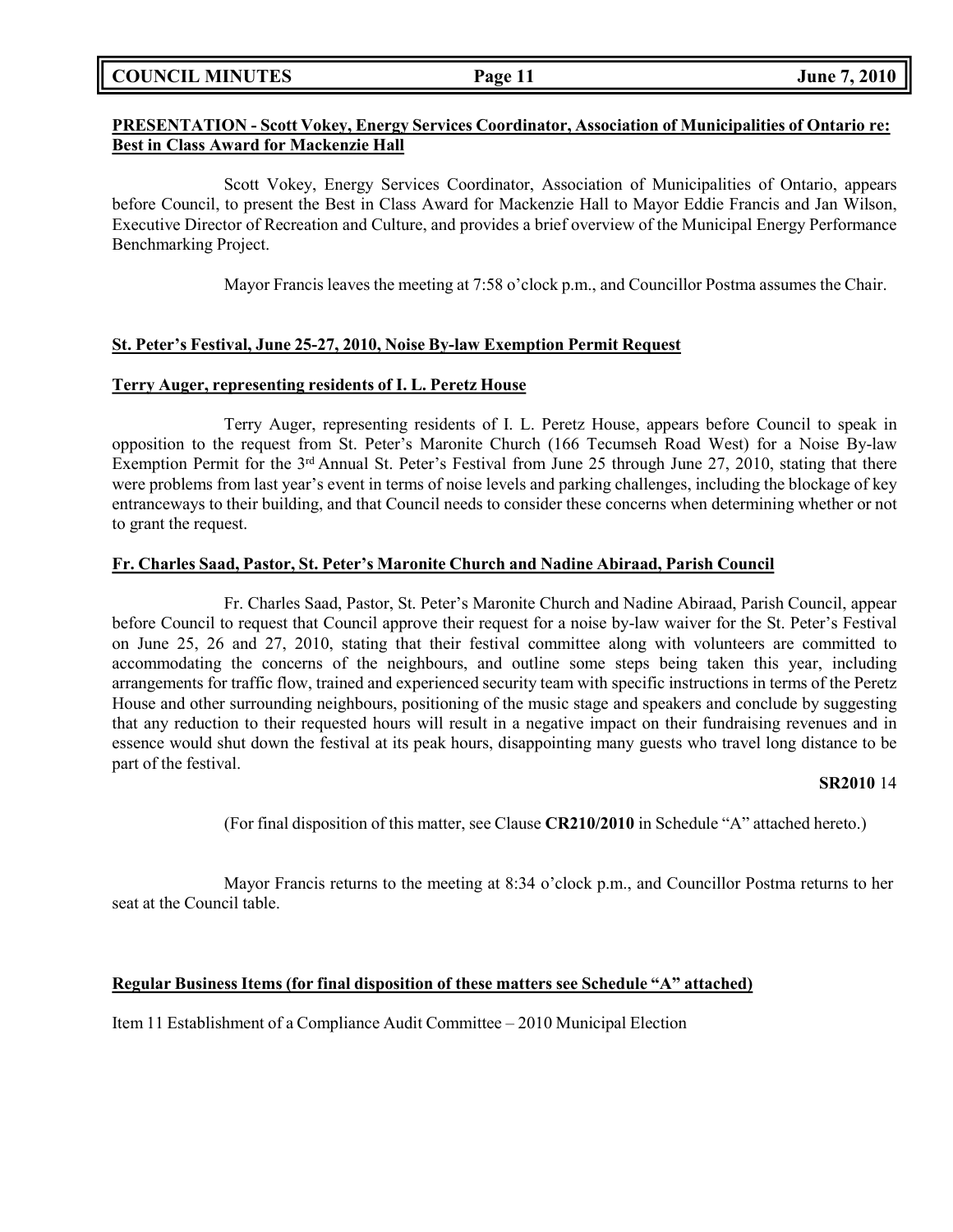**PRESENTATION - Scott Vokey, Energy Services Coordinator, Association of Municipalities of Ontario re: Best in Class Award for Mackenzie Hall**

Scott Vokey, Energy Services Coordinator, Association of Municipalities of Ontario, appears before Council, to present the Best in Class Award for Mackenzie Hall to Mayor Eddie Francis and Jan Wilson, Executive Director of Recreation and Culture, and provides a brief overview of the Municipal Energy Performance Benchmarking Project.

Mayor Francis leaves the meeting at 7:58 o'clock p.m., and Councillor Postma assumes the Chair.

**St. Peter's Festival, June 25-27, 2010, Noise By-law Exemption Permit Request**

**Terry Auger, representing residents of I. L. Peretz House**

Terry Auger, representing residents of I. L. Peretz House, appears before Council to speak in opposition to the request from St. Peter's Maronite Church (166 Tecumseh Road West) for a Noise By-law Exemption Permit for the 3rd Annual St. Peter's Festival from June 25 through June 27, 2010, stating that there were problems from last year's event in terms of noise levels and parking challenges, including the blockage of key entranceways to their building, and that Council needs to consider these concerns when determining whether or not to grant the request.

**Fr. Charles Saad, Pastor, St. Peter's Maronite Church and Nadine Abiraad, Parish Council**

Fr. Charles Saad, Pastor, St. Peter's Maronite Church and Nadine Abiraad, Parish Council, appear before Council to request that Council approve their request for a noise by-law waiver for the St. Peter's Festival on June 25, 26 and 27, 2010, stating that their festival committee along with volunteers are committed to accommodating the concerns of the neighbours, and outline some steps being taken this year, including arrangements for traffic flow, trained and experienced security team with specific instructions in terms of the Peretz House and other surrounding neighbours, positioning of the music stage and speakers and conclude by suggesting that any reduction to their requested hours will result in a negative impact on their fundraising revenues and in essence would shut down the festival at its peak hours, disappointing many guests who travel long distance to be part of the festival.

**SR2010** 14

(For final disposition of this matter, see Clause **CR210/2010** in Schedule "A" attached hereto.)

Mayor Francis returns to the meeting at 8:34 o'clock p.m., and Councillor Postma returns to her seat at the Council table.

**Regular Business Items (for final disposition of these matters see Schedule "A" attached)**

Item 11 Establishment of a Compliance Audit Committee – 2010 Municipal Election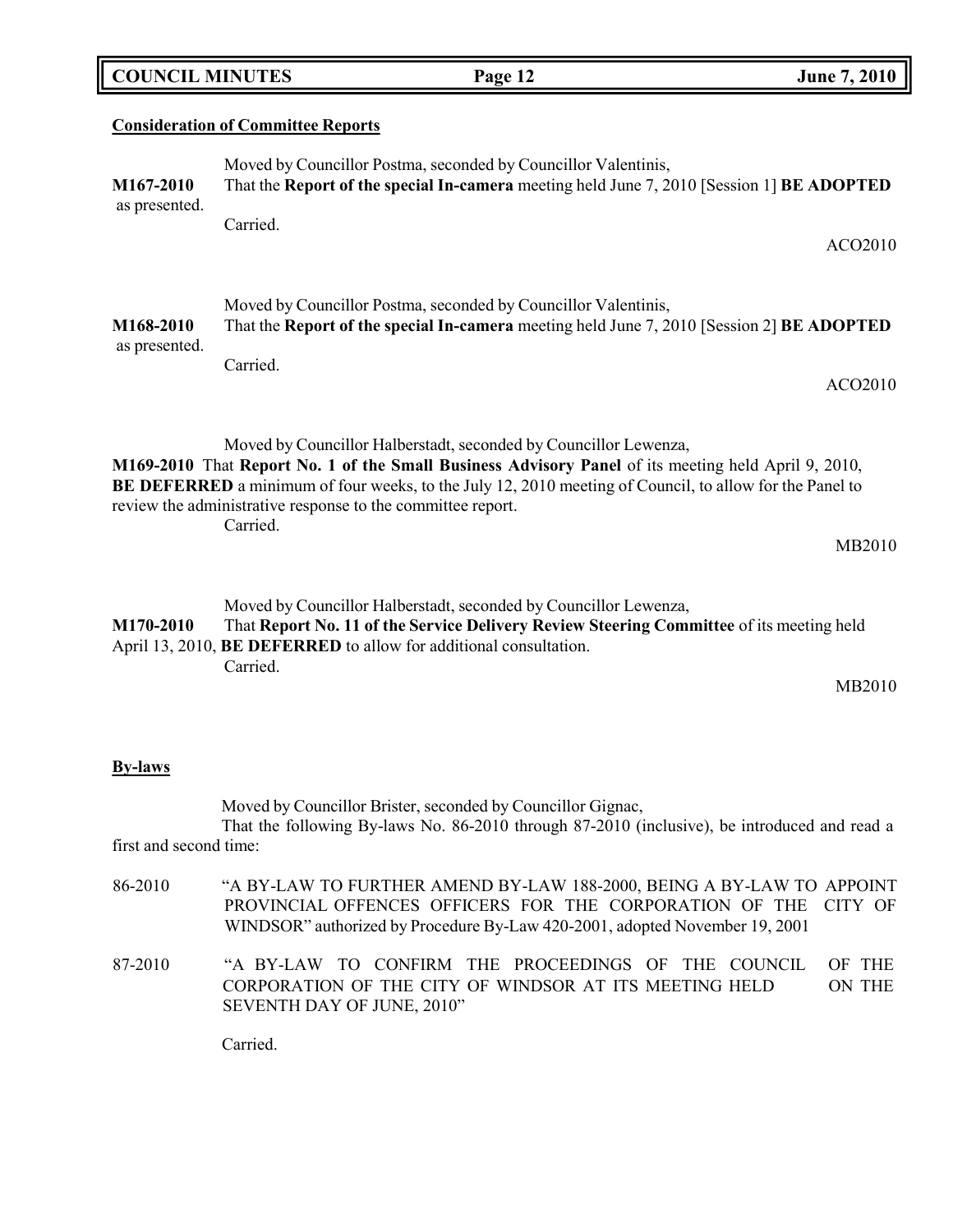**Consideration of Committee Reports**

Moved by Councillor Postma, seconded by Councillor Valentinis,

**M167-2010** That the **Report of the special In-camera** meeting held June 7, 2010 [Session 1] **BE ADOPTED** as presented.

Carried.

ACO2010

Moved by Councillor Postma, seconded by Councillor Valentinis,

**M168-2010** That the **Report of the special In-camera** meeting held June 7, 2010 [Session 2] **BE ADOPTED** as presented.

Carried.

ACO2010

Moved by Councillor Halberstadt, seconded by Councillor Lewenza,

**M169-2010** That **Report No. 1 of the Small Business Advisory Panel** of its meeting held April 9, 2010, **BE DEFERRED** a minimum of four weeks, to the July 12, 2010 meeting of Council, to allow for the Panel to review the administrative response to the committee report.

Carried.

MB2010

Moved by Councillor Halberstadt, seconded by Councillor Lewenza,

**M170-2010** That **Report No. 11 of the Service Delivery Review Steering Committee** of its meeting held April 13, 2010, **BE DEFERRED** to allow for additional consultation.

Carried.

MB2010

**By-laws**

Moved by Councillor Brister, seconded by Councillor Gignac,

That the following By-laws No. 86-2010 through 87-2010 (inclusive), be introduced and read a first and second time:

86-2010 "A BY-LAW TO FURTHER AMEND BY-LAW 188-2000, BEING A BY-LAW TO APPOINT PROVINCIAL OFFENCES OFFICERS FOR THE CORPORATION OF THE CITY OF WINDSOR" authorized by Procedure By-Law 420-2001, adopted November 19, 2001

87-2010 "A BY-LAW TO CONFIRM THE PROCEEDINGS OF THE COUNCIL OF THE CORPORATION OF THE CITY OF WINDSOR AT ITS MEETING HELD ON THE SEVENTH DAY OF JUNE, 2010"

Carried.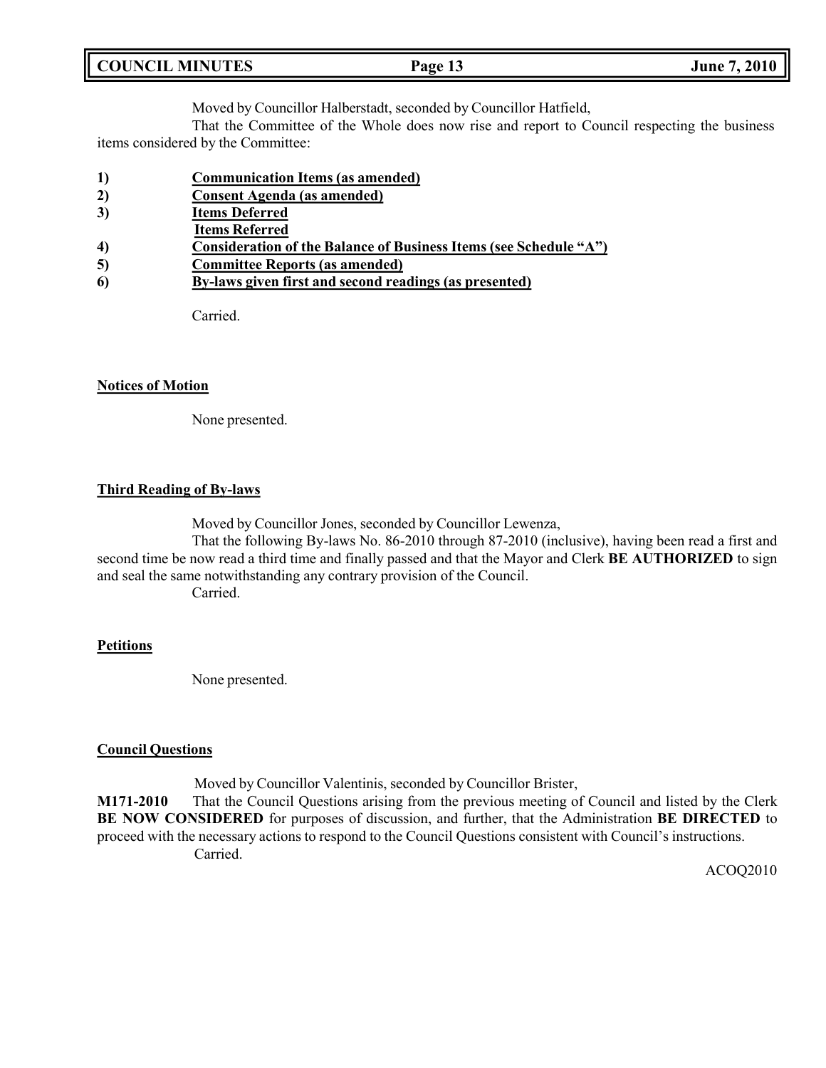Moved by Councillor Halberstadt, seconded by Councillor Hatfield,

That the Committee of the Whole does now rise and report to Council respecting the business items considered by the Committee:

1) **<u>Communication Items (as amended)</u>**
2) **<u>Consent Agenda (as amended)</u>**
3) **<u>Items Deferred</u>**
   **<u>Items Referred</u>**
4) **<u>Consideration of the Balance of Business Items (see Schedule "A")</u>**
5) **<u>Committee Reports (as amended)</u>**
6) **<u>By-laws given first and second readings (as presented)</u>**

Carried.

**<u>Notices of Motion</u>**

None presented.

**<u>Third Reading of By-laws</u>**

Moved by Councillor Jones, seconded by Councillor Lewenza,

That the following By-laws No. 86-2010 through 87-2010 (inclusive), having been read a first and second time be now read a third time and finally passed and that the Mayor and Clerk **BE AUTHORIZED** to sign and seal the same notwithstanding any contrary provision of the Council.

Carried.

**<u>Petitions</u>**

None presented.

**<u>Council Questions</u>**

Moved by Councillor Valentinis, seconded by Councillor Brister,

**M171-2010** That the Council Questions arising from the previous meeting of Council and listed by the Clerk **BE NOW CONSIDERED** for purposes of discussion, and further, that the Administration **BE DIRECTED** to proceed with the necessary actions to respond to the Council Questions consistent with Council's instructions.

Carried.

ACOQ2010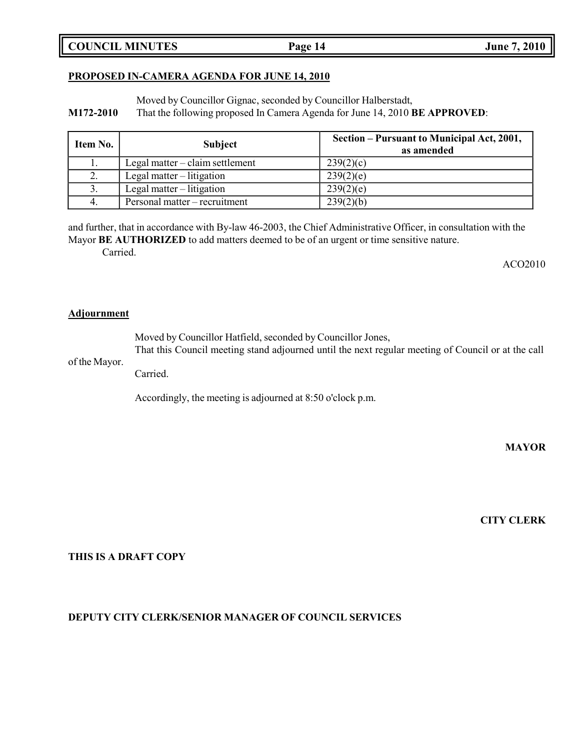**PROPOSED IN-CAMERA AGENDA FOR JUNE 14, 2010**

Moved by Councillor Gignac, seconded by Councillor Halberstadt,

**M172-2010** That the following proposed In Camera Agenda for June 14, 2010 **BE APPROVED**:

| Item No. | Subject | Section – Pursuant to Municipal Act, 2001, as amended |
|---|---|---|
| 1. | Legal matter – claim settlement | 239(2)(c) |
| 2. | Legal matter – litigation | 239(2)(e) |
| 3. | Legal matter – litigation | 239(2)(e) |
| 4. | Personal matter – recruitment | 239(2)(b) |

and further, that in accordance with By-law 46-2003, the Chief Administrative Officer, in consultation with the Mayor **BE AUTHORIZED** to add matters deemed to be of an urgent or time sensitive nature.

Carried.

ACO2010

**Adjournment**

Moved by Councillor Hatfield, seconded by Councillor Jones,

That this Council meeting stand adjourned until the next regular meeting of Council or at the call of the Mayor.

Carried.

Accordingly, the meeting is adjourned at 8:50 o'clock p.m.

**MAYOR**

**CITY CLERK**

**THIS IS A DRAFT COPY**

**DEPUTY CITY CLERK/SENIOR MANAGER OF COUNCIL SERVICES**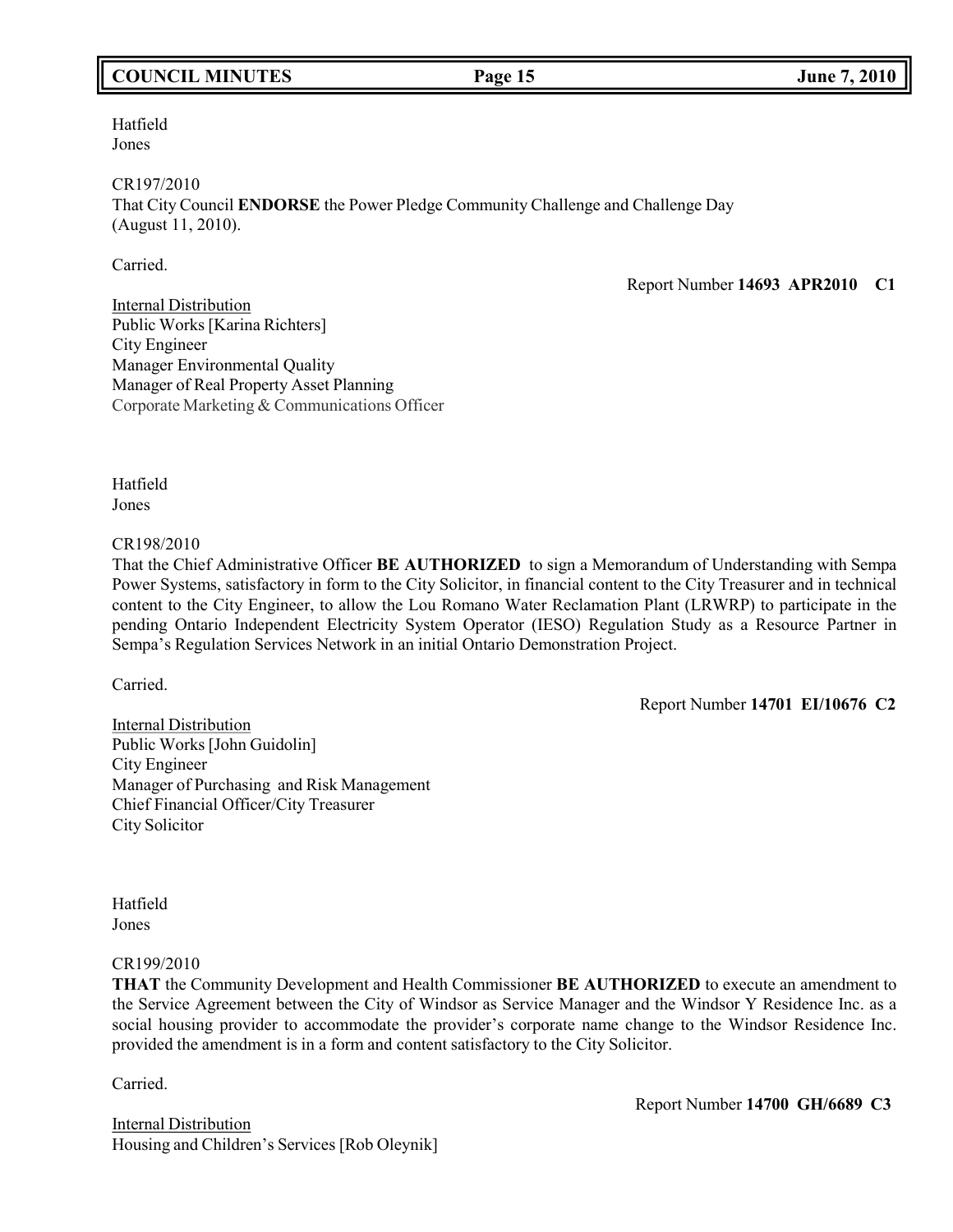Hatfield
Jones

CR197/2010
That City Council **ENDORSE** the Power Pledge Community Challenge and Challenge Day (August 11, 2010).

Carried.

Report Number **14693 APR2010 C1**

Internal Distribution
Public Works [Karina Richters]
City Engineer
Manager Environmental Quality
Manager of Real Property Asset Planning
Corporate Marketing & Communications Officer

Hatfield
Jones

CR198/2010
That the Chief Administrative Officer **BE AUTHORIZED** to sign a Memorandum of Understanding with Sempa Power Systems, satisfactory in form to the City Solicitor, in financial content to the City Treasurer and in technical content to the City Engineer, to allow the Lou Romano Water Reclamation Plant (LRWRP) to participate in the pending Ontario Independent Electricity System Operator (IESO) Regulation Study as a Resource Partner in Sempa's Regulation Services Network in an initial Ontario Demonstration Project.

Carried.

Report Number **14701 EI/10676 C2**

Internal Distribution
Public Works [John Guidolin]
City Engineer
Manager of Purchasing and Risk Management
Chief Financial Officer/City Treasurer
City Solicitor

Hatfield
Jones

CR199/2010
**THAT** the Community Development and Health Commissioner **BE AUTHORIZED** to execute an amendment to the Service Agreement between the City of Windsor as Service Manager and the Windsor Y Residence Inc. as a social housing provider to accommodate the provider's corporate name change to the Windsor Residence Inc. provided the amendment is in a form and content satisfactory to the City Solicitor.

Carried.

Report Number **14700 GH/6689 C3**

Internal Distribution
Housing and Children's Services [Rob Oleynik]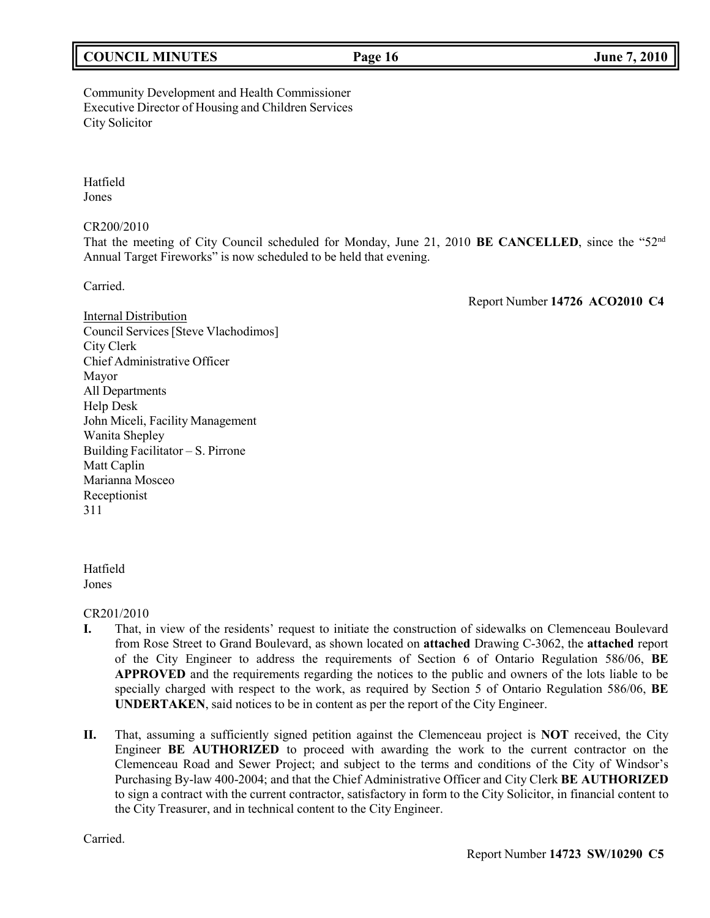Community Development and Health Commissioner
Executive Director of Housing and Children Services
City Solicitor

Hatfield
Jones

CR200/2010
That the meeting of City Council scheduled for Monday, June 21, 2010 **BE CANCELLED**, since the "52nd Annual Target Fireworks" is now scheduled to be held that evening.

Carried.

Report Number **14726 ACO2010 C4**

Internal Distribution
Council Services [Steve Vlachodimos]
City Clerk
Chief Administrative Officer
Mayor
All Departments
Help Desk
John Miceli, Facility Management
Wanita Shepley
Building Facilitator – S. Pirrone
Matt Caplin
Marianna Mosceo
Receptionist
311

Hatfield
Jones

CR201/2010

**I.** That, in view of the residents' request to initiate the construction of sidewalks on Clemenceau Boulevard from Rose Street to Grand Boulevard, as shown located on **attached** Drawing C-3062, the **attached** report of the City Engineer to address the requirements of Section 6 of Ontario Regulation 586/06, **BE APPROVED** and the requirements regarding the notices to the public and owners of the lots liable to be specially charged with respect to the work, as required by Section 5 of Ontario Regulation 586/06, **BE UNDERTAKEN**, said notices to be in content as per the report of the City Engineer.

**II.** That, assuming a sufficiently signed petition against the Clemenceau project is **NOT** received, the City Engineer **BE AUTHORIZED** to proceed with awarding the work to the current contractor on the Clemenceau Road and Sewer Project; and subject to the terms and conditions of the City of Windsor's Purchasing By-law 400-2004; and that the Chief Administrative Officer and City Clerk **BE AUTHORIZED** to sign a contract with the current contractor, satisfactory in form to the City Solicitor, in financial content to the City Treasurer, and in technical content to the City Engineer.

Carried.

Report Number **14723 SW/10290 C5**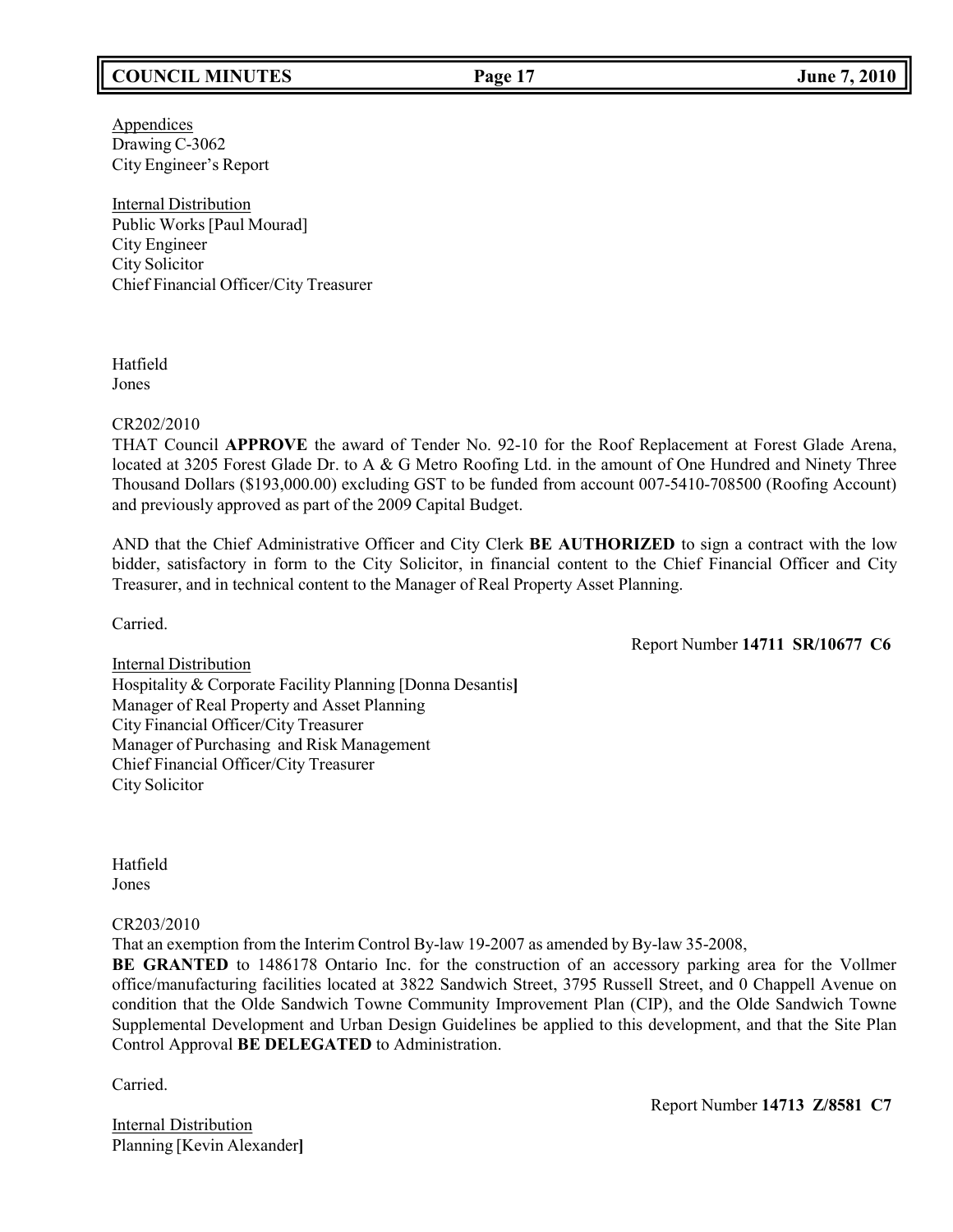Appendices
Drawing C-3062
City Engineer's Report

Internal Distribution
Public Works [Paul Mourad]
City Engineer
City Solicitor
Chief Financial Officer/City Treasurer

Hatfield
Jones

CR202/2010
THAT Council **APPROVE** the award of Tender No. 92-10 for the Roof Replacement at Forest Glade Arena, located at 3205 Forest Glade Dr. to A & G Metro Roofing Ltd. in the amount of One Hundred and Ninety Three Thousand Dollars ($193,000.00) excluding GST to be funded from account 007-5410-708500 (Roofing Account) and previously approved as part of the 2009 Capital Budget.

AND that the Chief Administrative Officer and City Clerk **BE AUTHORIZED** to sign a contract with the low bidder, satisfactory in form to the City Solicitor, in financial content to the Chief Financial Officer and City Treasurer, and in technical content to the Manager of Real Property Asset Planning.

Carried.

Report Number **14711 SR/10677 C6**

Internal Distribution
Hospitality & Corporate Facility Planning [Donna Desantis**]**
Manager of Real Property and Asset Planning
City Financial Officer/City Treasurer
Manager of Purchasing and Risk Management
Chief Financial Officer/City Treasurer
City Solicitor

Hatfield
Jones

CR203/2010
That an exemption from the Interim Control By-law 19-2007 as amended by By-law 35-2008,
**BE GRANTED** to 1486178 Ontario Inc. for the construction of an accessory parking area for the Vollmer office/manufacturing facilities located at 3822 Sandwich Street, 3795 Russell Street, and 0 Chappell Avenue on condition that the Olde Sandwich Towne Community Improvement Plan (CIP), and the Olde Sandwich Towne Supplemental Development and Urban Design Guidelines be applied to this development, and that the Site Plan Control Approval **BE DELEGATED** to Administration.

Carried.

Report Number **14713 Z/8581 C7**

Internal Distribution
Planning [Kevin Alexander**]**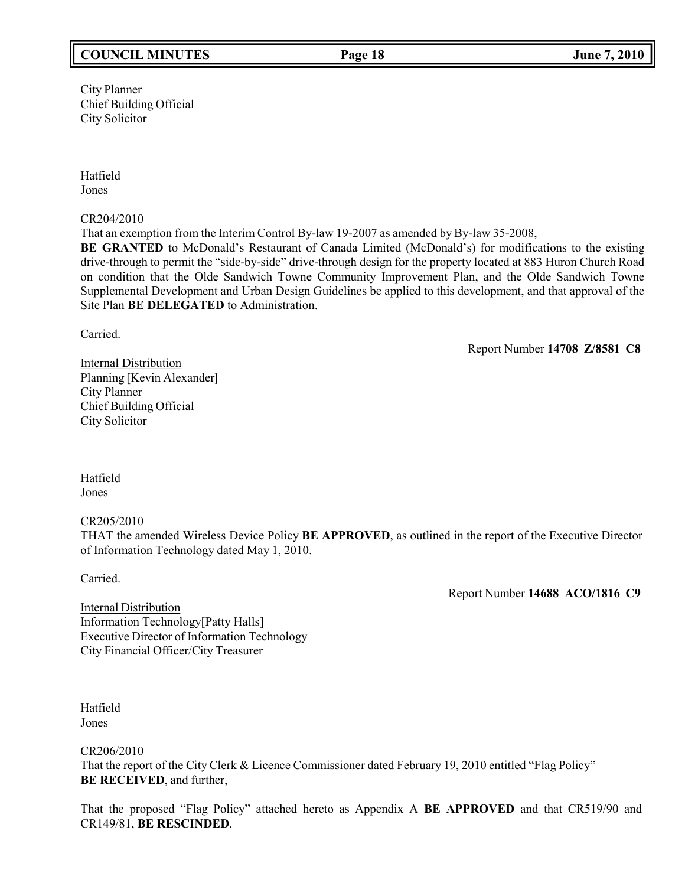City Planner
Chief Building Official
City Solicitor

Hatfield
Jones

CR204/2010
That an exemption from the Interim Control By-law 19-2007 as amended by By-law 35-2008, **BE GRANTED** to McDonald's Restaurant of Canada Limited (McDonald's) for modifications to the existing drive-through to permit the "side-by-side" drive-through design for the property located at 883 Huron Church Road on condition that the Olde Sandwich Towne Community Improvement Plan, and the Olde Sandwich Towne Supplemental Development and Urban Design Guidelines be applied to this development, and that approval of the Site Plan **BE DELEGATED** to Administration.

Carried.

Report Number **14708 Z/8581 C8**

Internal Distribution
Planning [Kevin Alexander]
City Planner
Chief Building Official
City Solicitor

Hatfield
Jones

CR205/2010
THAT the amended Wireless Device Policy **BE APPROVED**, as outlined in the report of the Executive Director of Information Technology dated May 1, 2010.

Carried.

Report Number **14688 ACO/1816 C9**

Internal Distribution
Information Technology[Patty Halls]
Executive Director of Information Technology
City Financial Officer/City Treasurer

Hatfield
Jones

CR206/2010
That the report of the City Clerk & Licence Commissioner dated February 19, 2010 entitled "Flag Policy" **BE RECEIVED**, and further,

That the proposed "Flag Policy" attached hereto as Appendix A **BE APPROVED** and that CR519/90 and CR149/81, **BE RESCINDED**.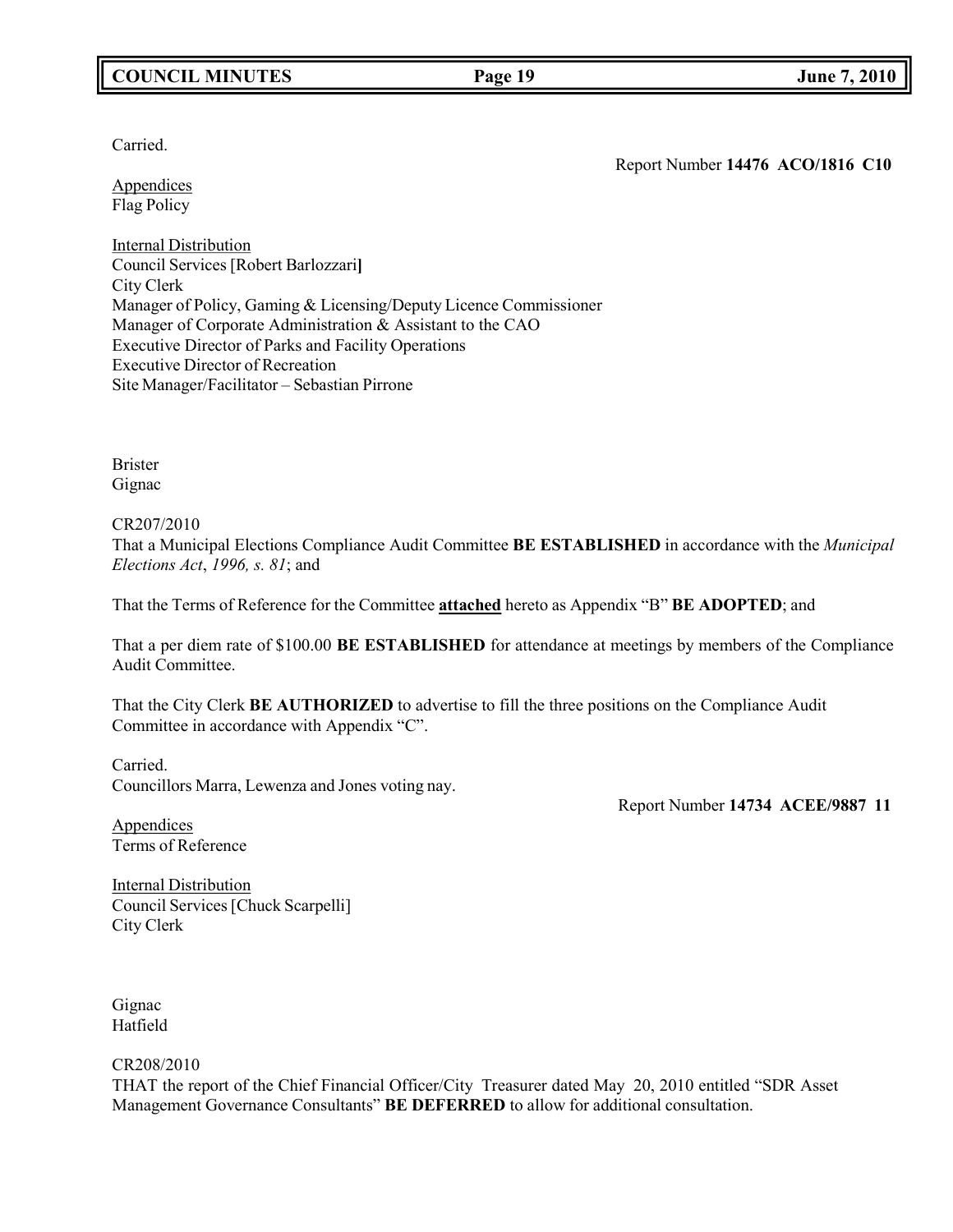Carried.

Report Number **14476 ACO/1816 C10**

Appendices
Flag Policy

Internal Distribution
Council Services [Robert Barlozzari**]**
City Clerk
Manager of Policy, Gaming & Licensing/Deputy Licence Commissioner
Manager of Corporate Administration & Assistant to the CAO
Executive Director of Parks and Facility Operations
Executive Director of Recreation
Site Manager/Facilitator – Sebastian Pirrone

Brister
Gignac

CR207/2010
That a Municipal Elections Compliance Audit Committee **BE ESTABLISHED** in accordance with the *Municipal Elections Act*, *1996, s. 81*; and

That the Terms of Reference for the Committee **attached** hereto as Appendix "B" **BE ADOPTED**; and

That a per diem rate of $100.00 **BE ESTABLISHED** for attendance at meetings by members of the Compliance Audit Committee.

That the City Clerk **BE AUTHORIZED** to advertise to fill the three positions on the Compliance Audit Committee in accordance with Appendix "C".

Carried.
Councillors Marra, Lewenza and Jones voting nay.

Report Number **14734 ACEE/9887 11**

Appendices
Terms of Reference

Internal Distribution
Council Services [Chuck Scarpelli]
City Clerk

Gignac
Hatfield

CR208/2010
THAT the report of the Chief Financial Officer/City Treasurer dated May 20, 2010 entitled "SDR Asset Management Governance Consultants" **BE DEFERRED** to allow for additional consultation.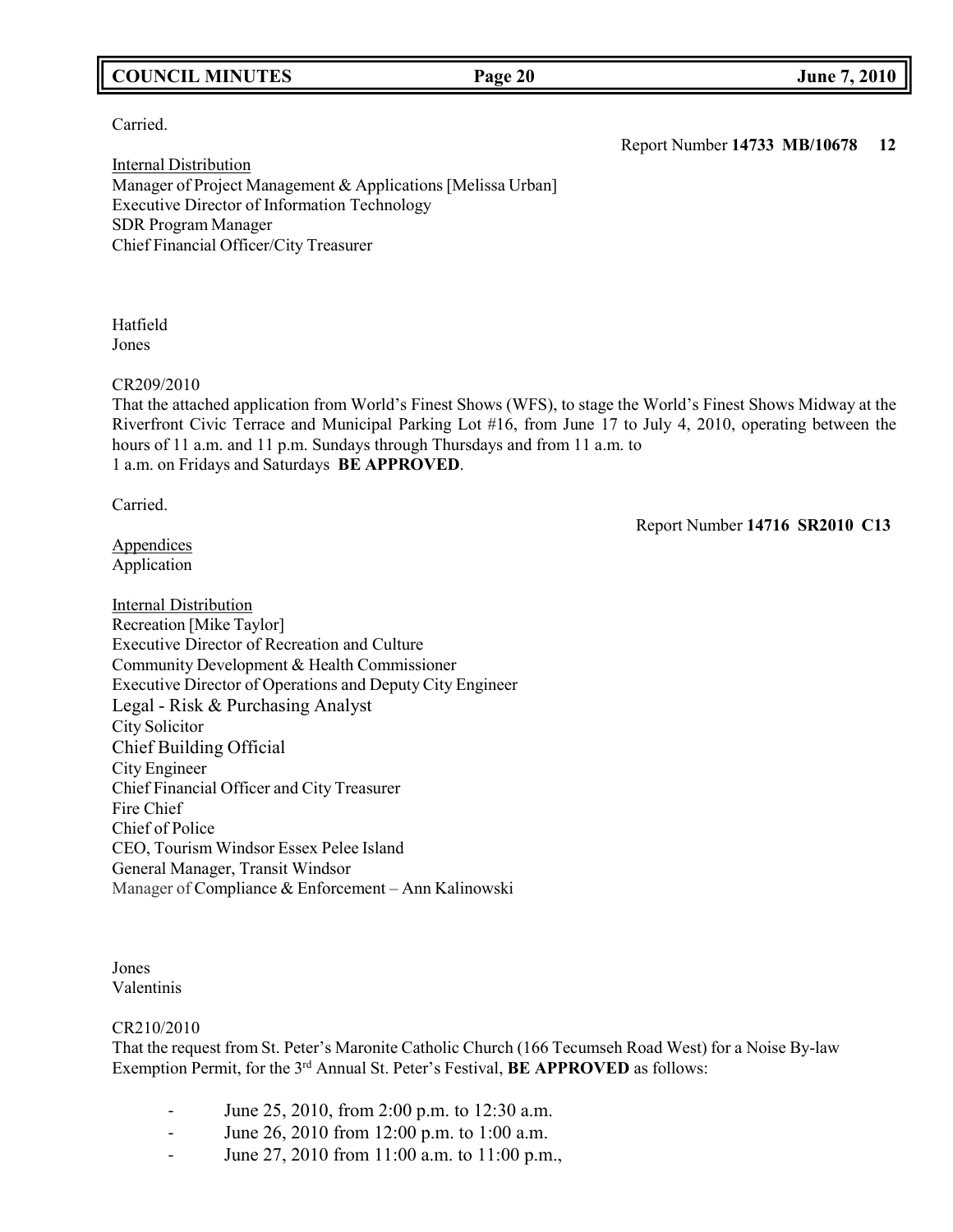Carried.

Report Number **14733 MB/10678 12**

Internal Distribution
Manager of Project Management & Applications [Melissa Urban]
Executive Director of Information Technology
SDR Program Manager
Chief Financial Officer/City Treasurer

Hatfield
Jones

CR209/2010
That the attached application from World's Finest Shows (WFS), to stage the World's Finest Shows Midway at the Riverfront Civic Terrace and Municipal Parking Lot #16, from June 17 to July 4, 2010, operating between the hours of 11 a.m. and 11 p.m. Sundays through Thursdays and from 11 a.m. to 1 a.m. on Fridays and Saturdays **BE APPROVED**.

Carried.

Report Number **14716 SR2010 C13**

Appendices
Application

Internal Distribution
Recreation [Mike Taylor]
Executive Director of Recreation and Culture
Community Development & Health Commissioner
Executive Director of Operations and Deputy City Engineer
Legal - Risk & Purchasing Analyst
City Solicitor
Chief Building Official
City Engineer
Chief Financial Officer and City Treasurer
Fire Chief
Chief of Police
CEO, Tourism Windsor Essex Pelee Island
General Manager, Transit Windsor
Manager of Compliance & Enforcement – Ann Kalinowski

Jones
Valentinis

CR210/2010
That the request from St. Peter's Maronite Catholic Church (166 Tecumseh Road West) for a Noise By-law Exemption Permit, for the 3rd Annual St. Peter's Festival, **BE APPROVED** as follows:

- June 25, 2010, from 2:00 p.m. to 12:30 a.m.
- June 26, 2010 from 12:00 p.m. to 1:00 a.m.
- June 27, 2010 from 11:00 a.m. to 11:00 p.m.,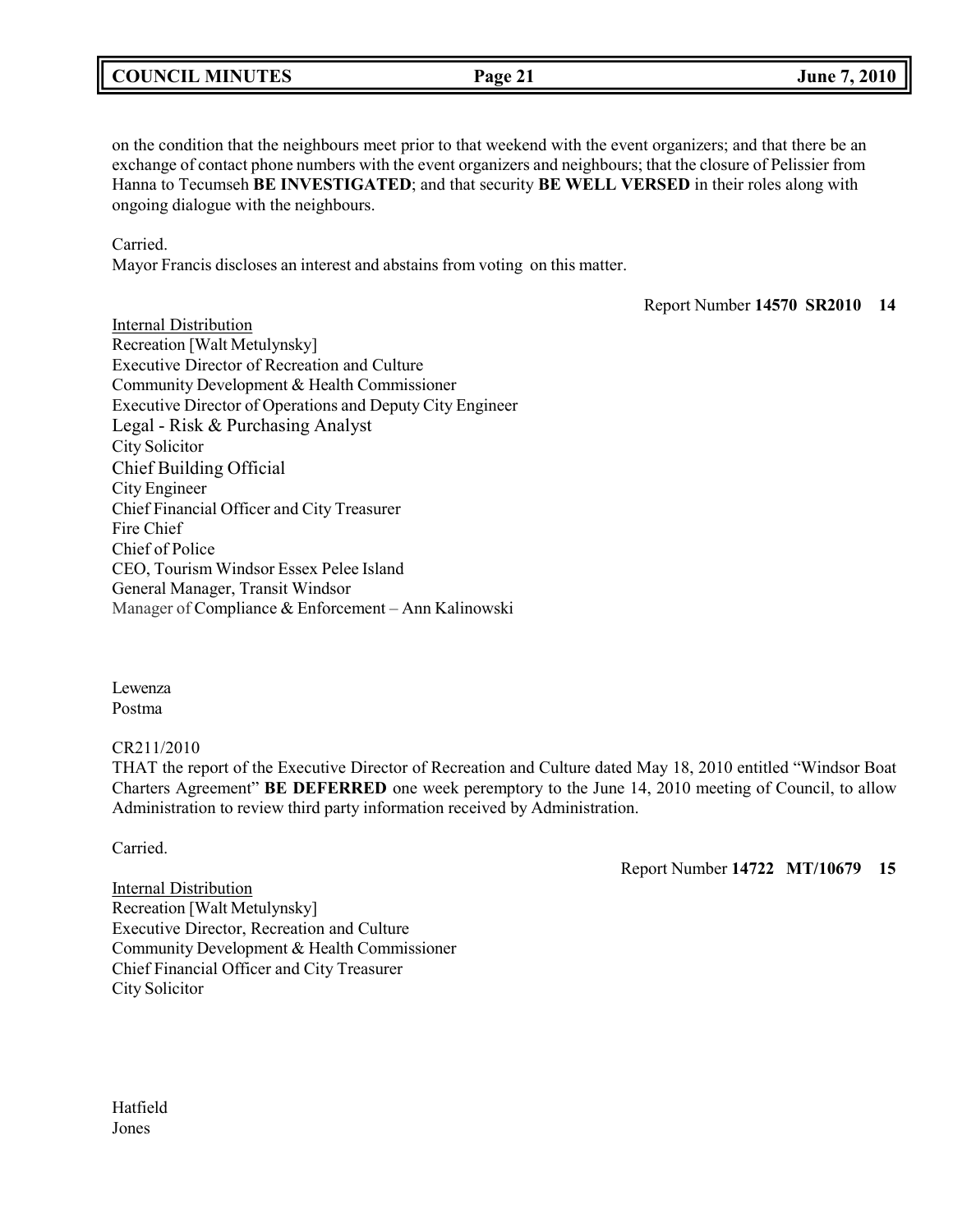on the condition that the neighbours meet prior to that weekend with the event organizers; and that there be an exchange of contact phone numbers with the event organizers and neighbours; that the closure of Pelissier from Hanna to Tecumseh **BE INVESTIGATED**; and that security **BE WELL VERSED** in their roles along with ongoing dialogue with the neighbours.

Carried.
Mayor Francis discloses an interest and abstains from voting on this matter.

Report Number **14570 SR2010 14**

Internal Distribution
Recreation [Walt Metulynsky]
Executive Director of Recreation and Culture
Community Development & Health Commissioner
Executive Director of Operations and Deputy City Engineer
Legal - Risk & Purchasing Analyst
City Solicitor
Chief Building Official
City Engineer
Chief Financial Officer and City Treasurer
Fire Chief
Chief of Police
CEO, Tourism Windsor Essex Pelee Island
General Manager, Transit Windsor
Manager of Compliance & Enforcement – Ann Kalinowski

Lewenza
Postma

CR211/2010
THAT the report of the Executive Director of Recreation and Culture dated May 18, 2010 entitled "Windsor Boat Charters Agreement" **BE DEFERRED** one week peremptory to the June 14, 2010 meeting of Council, to allow Administration to review third party information received by Administration.

Carried.

Report Number **14722 MT/10679 15**

Internal Distribution
Recreation [Walt Metulynsky]
Executive Director, Recreation and Culture
Community Development & Health Commissioner
Chief Financial Officer and City Treasurer
City Solicitor

Hatfield
Jones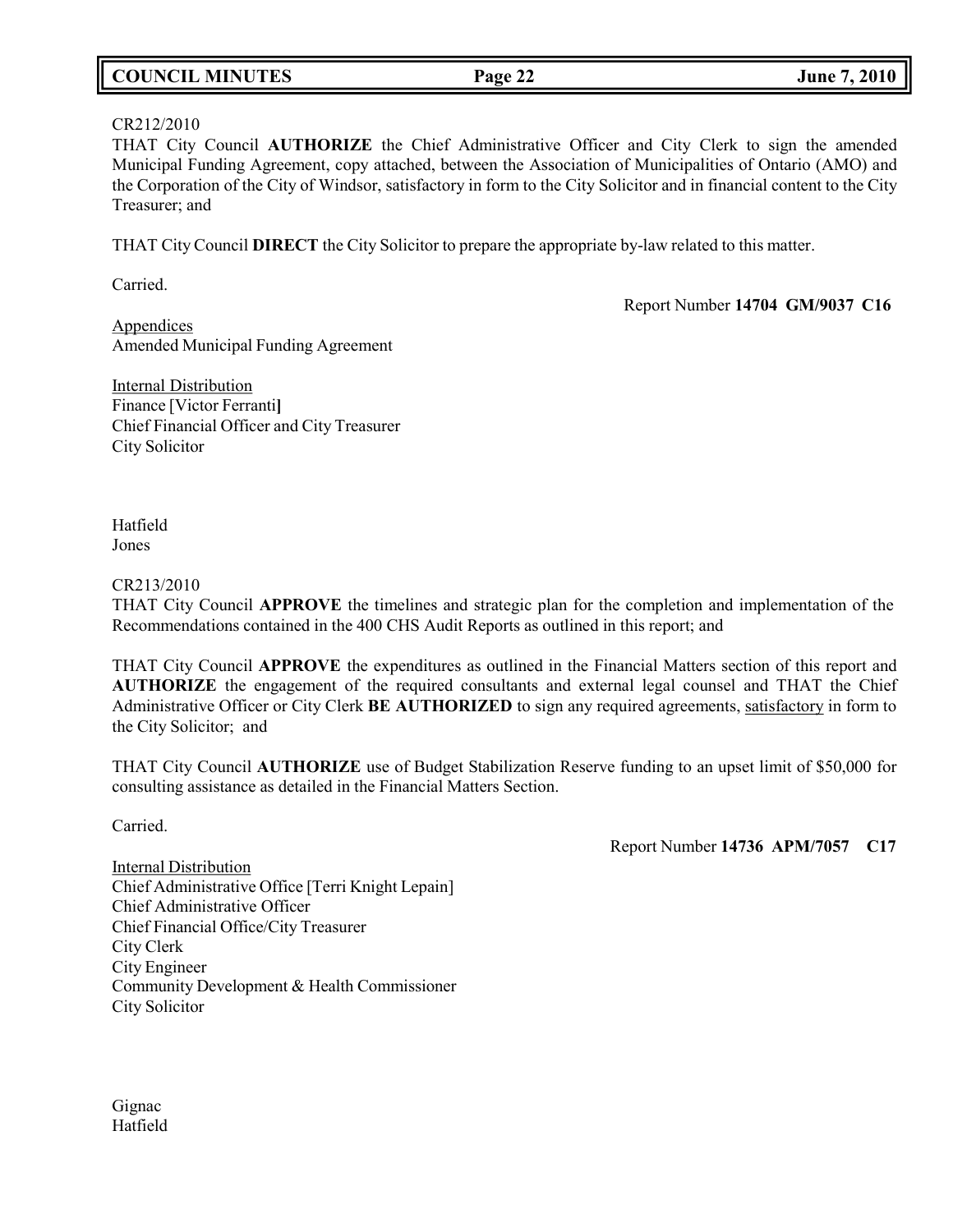CR212/2010
THAT City Council **AUTHORIZE** the Chief Administrative Officer and City Clerk to sign the amended Municipal Funding Agreement, copy attached, between the Association of Municipalities of Ontario (AMO) and the Corporation of the City of Windsor, satisfactory in form to the City Solicitor and in financial content to the City Treasurer; and

THAT City Council **DIRECT** the City Solicitor to prepare the appropriate by-law related to this matter.

Carried.

Report Number **14704 GM/9037 C16**

Appendices
Amended Municipal Funding Agreement

Internal Distribution
Finance [Victor Ferranti]
Chief Financial Officer and City Treasurer
City Solicitor

Hatfield
Jones

CR213/2010
THAT City Council **APPROVE** the timelines and strategic plan for the completion and implementation of the Recommendations contained in the 400 CHS Audit Reports as outlined in this report; and

THAT City Council **APPROVE** the expenditures as outlined in the Financial Matters section of this report and **AUTHORIZE** the engagement of the required consultants and external legal counsel and THAT the Chief Administrative Officer or City Clerk **BE AUTHORIZED** to sign any required agreements, satisfactory in form to the City Solicitor; and

THAT City Council **AUTHORIZE** use of Budget Stabilization Reserve funding to an upset limit of $50,000 for consulting assistance as detailed in the Financial Matters Section.

Carried.

Report Number **14736 APM/7057 C17**

Internal Distribution
Chief Administrative Office [Terri Knight Lepain]
Chief Administrative Officer
Chief Financial Office/City Treasurer
City Clerk
City Engineer
Community Development & Health Commissioner
City Solicitor

Gignac
Hatfield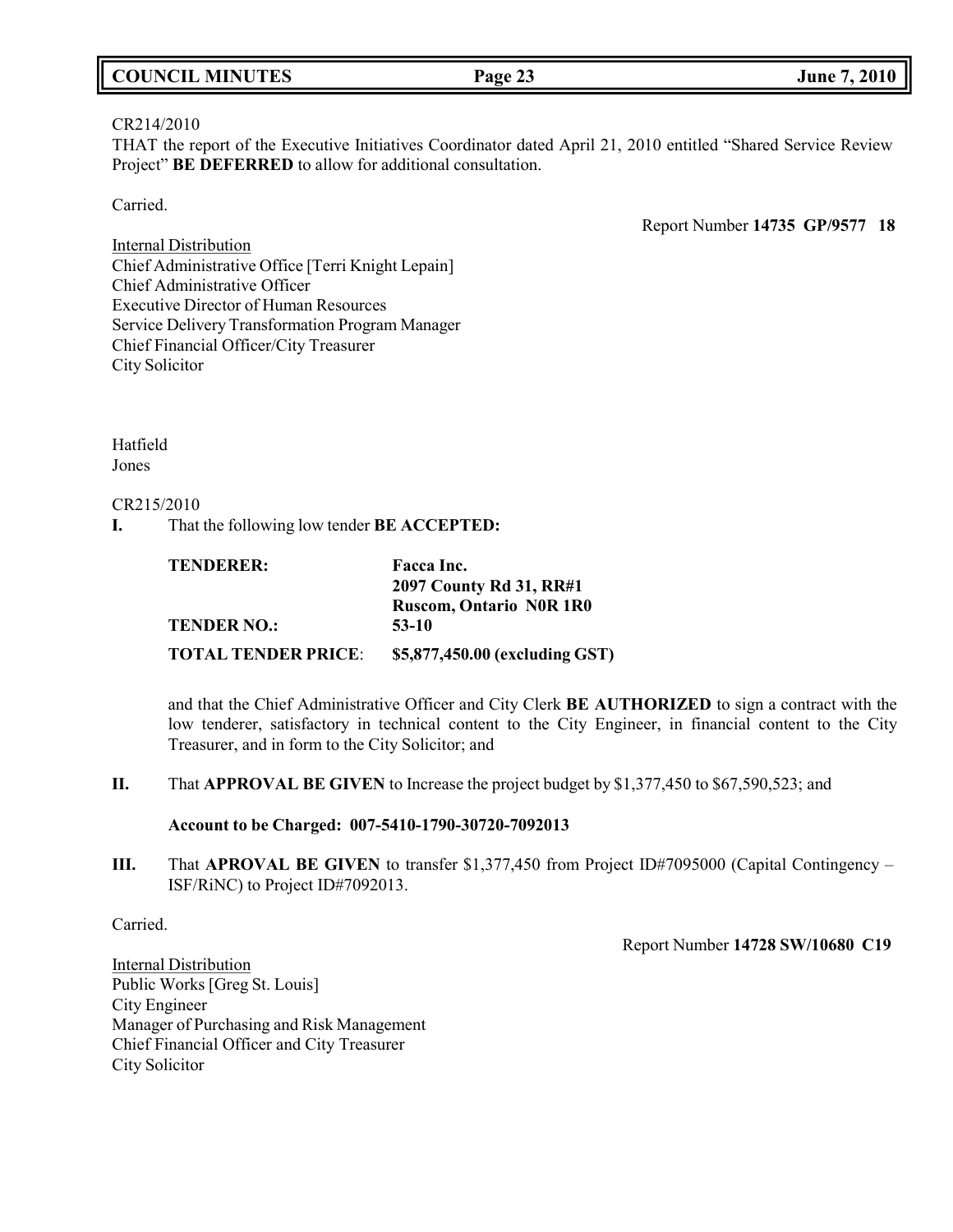CR214/2010
THAT the report of the Executive Initiatives Coordinator dated April 21, 2010 entitled "Shared Service Review Project" **BE DEFERRED** to allow for additional consultation.

Carried.

Report Number **14735 GP/9577 18**

Internal Distribution
Chief Administrative Office [Terri Knight Lepain]
Chief Administrative Officer
Executive Director of Human Resources
Service Delivery Transformation Program Manager
Chief Financial Officer/City Treasurer
City Solicitor

Hatfield
Jones

CR215/2010

**I.** That the following low tender **BE ACCEPTED:**

| | |
|---|---|
| **TENDERER:** | **Facca Inc.** <br> **2097 County Rd 31, RR#1** <br> **Ruscom, Ontario N0R 1R0** |
| **TENDER NO.:** | **53-10** |
| **TOTAL TENDER PRICE**: | **$5,877,450.00 (excluding GST)** |

and that the Chief Administrative Officer and City Clerk **BE AUTHORIZED** to sign a contract with the low tenderer, satisfactory in technical content to the City Engineer, in financial content to the City Treasurer, and in form to the City Solicitor; and

**II.** That **APPROVAL BE GIVEN** to Increase the project budget by $1,377,450 to $67,590,523; and

**Account to be Charged: 007-5410-1790-30720-7092013**

**III.** That **APROVAL BE GIVEN** to transfer $1,377,450 from Project ID#7095000 (Capital Contingency – ISF/RiNC) to Project ID#7092013.

Carried.

Report Number **14728 SW/10680 C19**

Internal Distribution
Public Works [Greg St. Louis]
City Engineer
Manager of Purchasing and Risk Management
Chief Financial Officer and City Treasurer
City Solicitor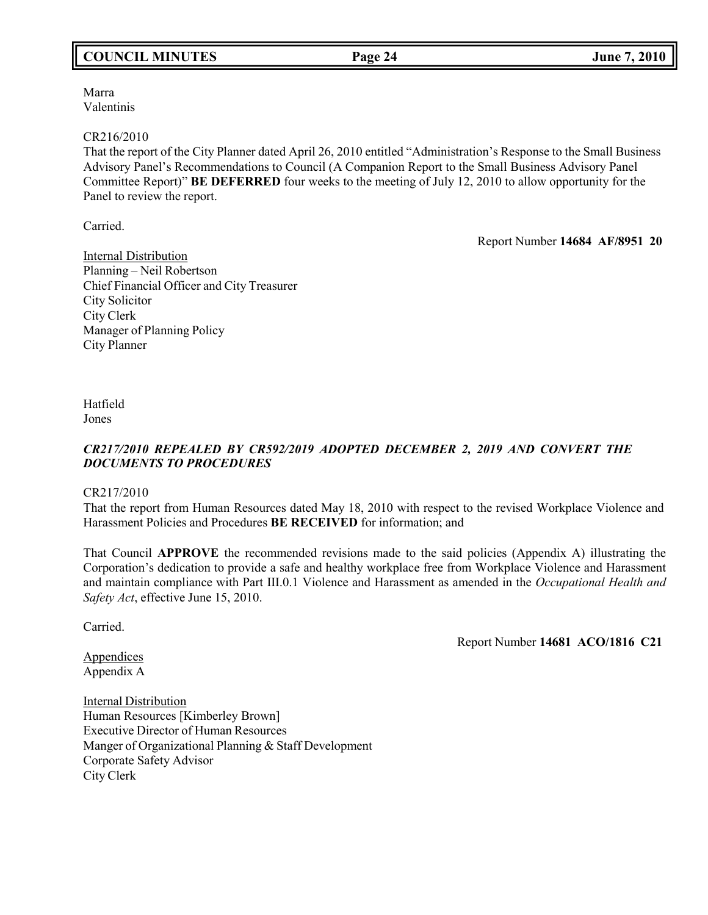Marra
Valentinis

CR216/2010
That the report of the City Planner dated April 26, 2010 entitled "Administration's Response to the Small Business Advisory Panel's Recommendations to Council (A Companion Report to the Small Business Advisory Panel Committee Report)" **BE DEFERRED** four weeks to the meeting of July 12, 2010 to allow opportunity for the Panel to review the report.

Carried.

Report Number **14684 AF/8951 20**

Internal Distribution
Planning – Neil Robertson
Chief Financial Officer and City Treasurer
City Solicitor
City Clerk
Manager of Planning Policy
City Planner

Hatfield
Jones

***CR217/2010 REPEALED BY CR592/2019 ADOPTED DECEMBER 2, 2019 AND CONVERT THE DOCUMENTS TO PROCEDURES***

CR217/2010
That the report from Human Resources dated May 18, 2010 with respect to the revised Workplace Violence and Harassment Policies and Procedures **BE RECEIVED** for information; and

That Council **APPROVE** the recommended revisions made to the said policies (Appendix A) illustrating the Corporation's dedication to provide a safe and healthy workplace free from Workplace Violence and Harassment and maintain compliance with Part III.0.1 Violence and Harassment as amended in the *Occupational Health and Safety Act*, effective June 15, 2010.

Carried.

Report Number **14681 ACO/1816 C21**

Appendices
Appendix A

Internal Distribution
Human Resources [Kimberley Brown]
Executive Director of Human Resources
Manger of Organizational Planning & Staff Development
Corporate Safety Advisor
City Clerk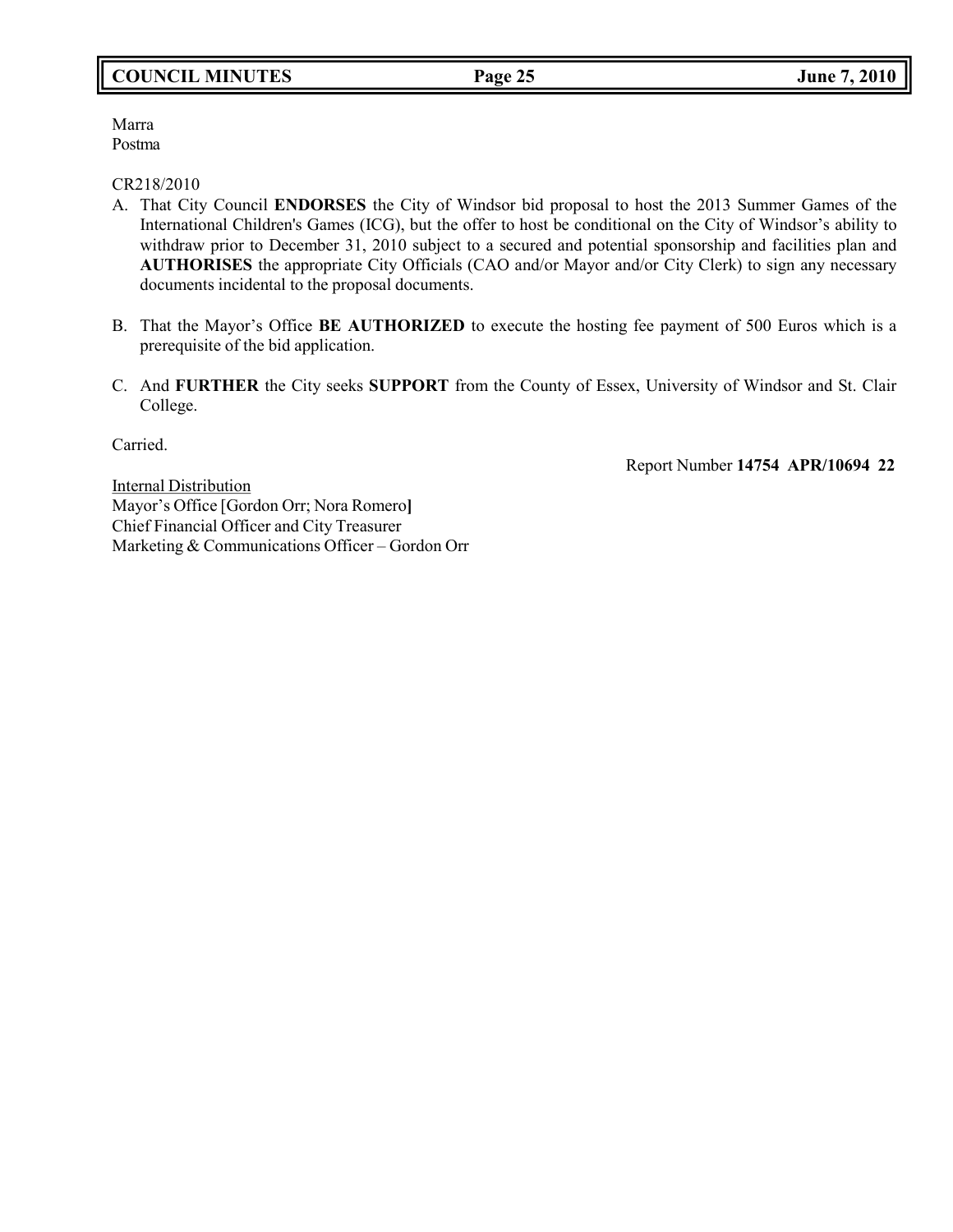Marra
Postma

CR218/2010

A. That City Council **ENDORSES** the City of Windsor bid proposal to host the 2013 Summer Games of the International Children's Games (ICG), but the offer to host be conditional on the City of Windsor's ability to withdraw prior to December 31, 2010 subject to a secured and potential sponsorship and facilities plan and **AUTHORISES** the appropriate City Officials (CAO and/or Mayor and/or City Clerk) to sign any necessary documents incidental to the proposal documents.

B. That the Mayor's Office **BE AUTHORIZED** to execute the hosting fee payment of 500 Euros which is a prerequisite of the bid application.

C. And **FURTHER** the City seeks **SUPPORT** from the County of Essex, University of Windsor and St. Clair College.

Carried.

Report Number **14754 APR/10694 22**

Internal Distribution
Mayor's Office [Gordon Orr; Nora Romero**]**
Chief Financial Officer and City Treasurer
Marketing & Communications Officer – Gordon Orr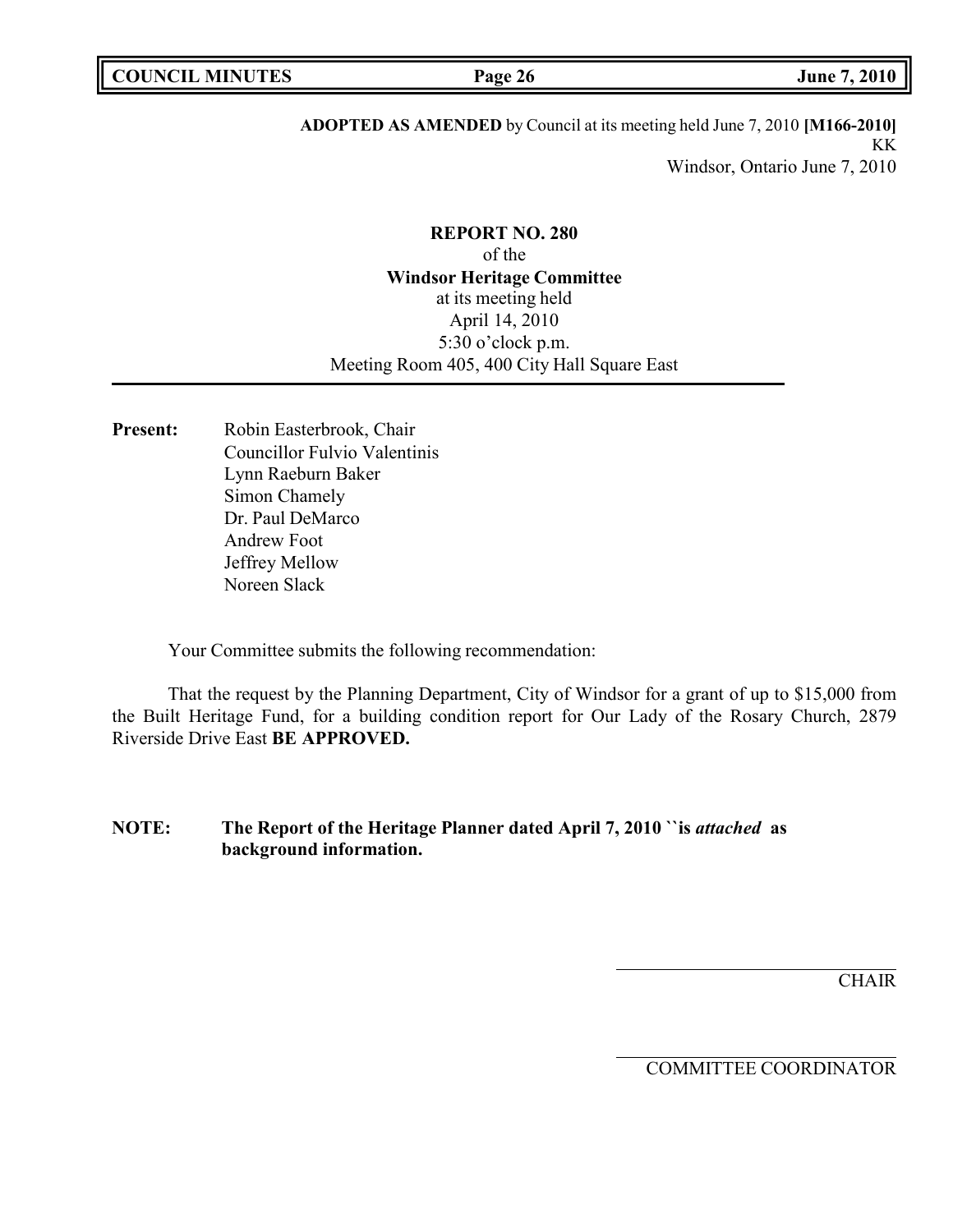**ADOPTED AS AMENDED** by Council at its meeting held June 7, 2010 **[M166-2010]**
KK
Windsor, Ontario June 7, 2010

**REPORT NO. 280**
of the
**Windsor Heritage Committee**
at its meeting held
April 14, 2010
5:30 o'clock p.m.
Meeting Room 405, 400 City Hall Square East

---

**Present:** Robin Easterbrook, Chair
Councillor Fulvio Valentinis
Lynn Raeburn Baker
Simon Chamely
Dr. Paul DeMarco
Andrew Foot
Jeffrey Mellow
Noreen Slack

Your Committee submits the following recommendation:

That the request by the Planning Department, City of Windsor for a grant of up to $15,000 from the Built Heritage Fund, for a building condition report for Our Lady of the Rosary Church, 2879 Riverside Drive East **BE APPROVED.**

**NOTE: The Report of the Heritage Planner dated April 7, 2010 ``is *attached* as background information.**

CHAIR

COMMITTEE COORDINATOR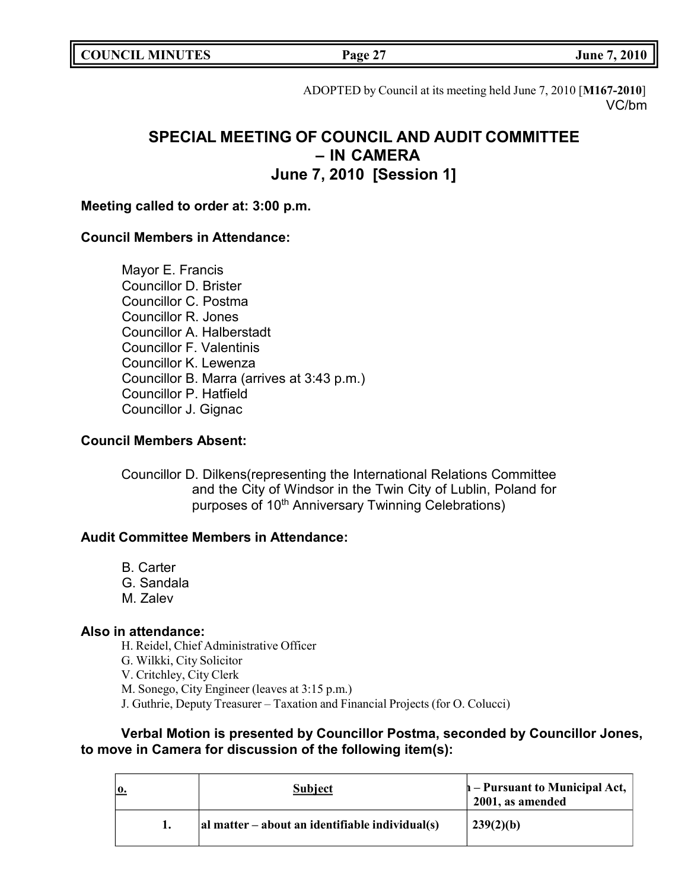ADOPTED by Council at its meeting held June 7, 2010 [**M167-2010**]
VC/bm

## SPECIAL MEETING OF COUNCIL AND AUDIT COMMITTEE – IN CAMERA
## June 7, 2010 [Session 1]

**Meeting called to order at: 3:00 p.m.**

**Council Members in Attendance:**

Mayor E. Francis
Councillor D. Brister
Councillor C. Postma
Councillor R. Jones
Councillor A. Halberstadt
Councillor F. Valentinis
Councillor K. Lewenza
Councillor B. Marra (arrives at 3:43 p.m.)
Councillor P. Hatfield
Councillor J. Gignac

**Council Members Absent:**

Councillor D. Dilkens(representing the International Relations Committee and the City of Windsor in the Twin City of Lublin, Poland for purposes of 10th Anniversary Twinning Celebrations)

**Audit Committee Members in Attendance:**

B. Carter
G. Sandala
M. Zalev

**Also in attendance:**

H. Reidel, Chief Administrative Officer
G. Wilkki, City Solicitor
V. Critchley, City Clerk
M. Sonego, City Engineer (leaves at 3:15 p.m.)
J. Guthrie, Deputy Treasurer – Taxation and Financial Projects (for O. Colucci)

**Verbal Motion is presented by Councillor Postma, seconded by Councillor Jones, to move in Camera for discussion of the following item(s):**

| o. | Subject | – Pursuant to Municipal Act, 2001, as amended |
|---|---|---|
| 1. | al matter – about an identifiable individual(s) | 239(2)(b) |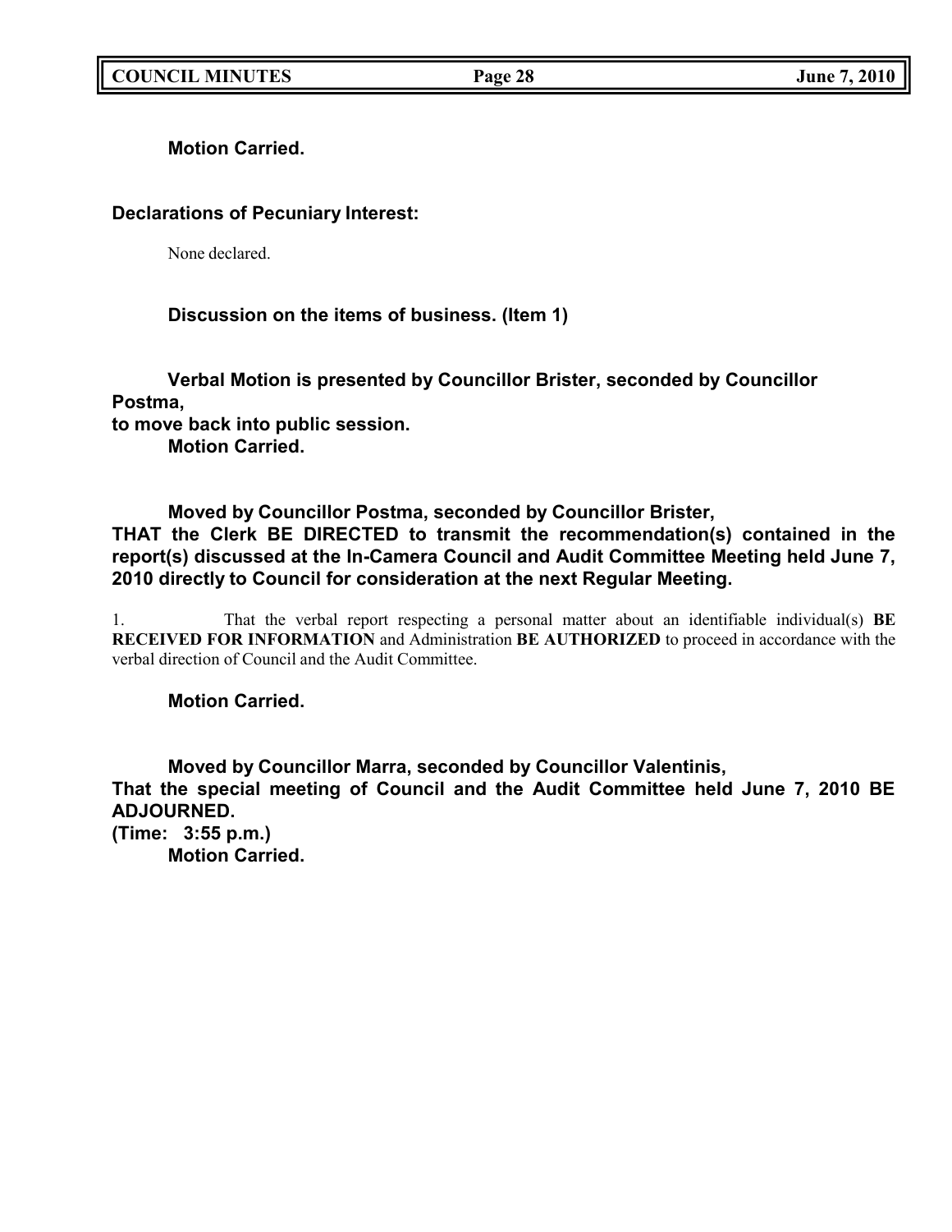**Motion Carried.**

**Declarations of Pecuniary Interest:**

None declared.

**Discussion on the items of business. (Item 1)**

**Verbal Motion is presented by Councillor Brister, seconded by Councillor Postma, to move back into public session.**

**Motion Carried.**

**Moved by Councillor Postma, seconded by Councillor Brister,**
**THAT the Clerk BE DIRECTED to transmit the recommendation(s) contained in the report(s) discussed at the In-Camera Council and Audit Committee Meeting held June 7, 2010 directly to Council for consideration at the next Regular Meeting.**

1. That the verbal report respecting a personal matter about an identifiable individual(s) **BE RECEIVED FOR INFORMATION** and Administration **BE AUTHORIZED** to proceed in accordance with the verbal direction of Council and the Audit Committee.

**Motion Carried.**

**Moved by Councillor Marra, seconded by Councillor Valentinis,**
**That the special meeting of Council and the Audit Committee held June 7, 2010 BE ADJOURNED.**
**(Time: 3:55 p.m.)**

**Motion Carried.**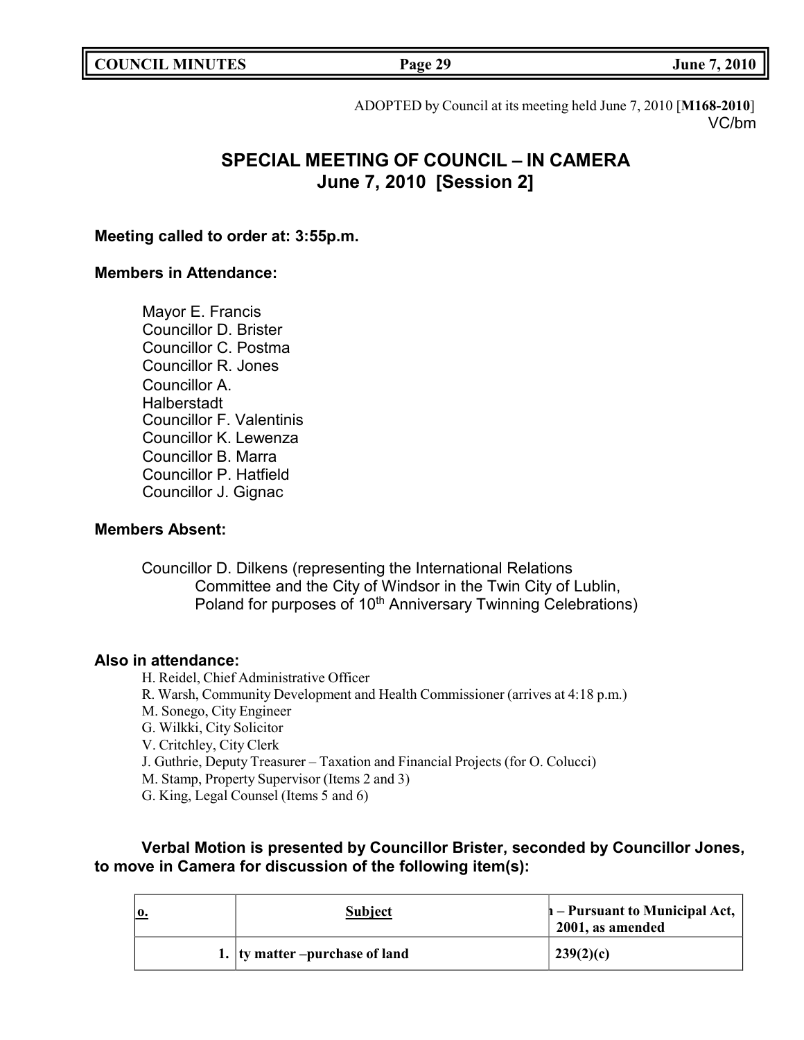ADOPTED by Council at its meeting held June 7, 2010 [**M168-2010**]
VC/bm

# SPECIAL MEETING OF COUNCIL – IN CAMERA
## June 7, 2010 [Session 2]

**Meeting called to order at: 3:55p.m.**

**Members in Attendance:**

Mayor E. Francis
Councillor D. Brister
Councillor C. Postma
Councillor R. Jones
Councillor A. Halberstadt
Councillor F. Valentinis
Councillor K. Lewenza
Councillor B. Marra
Councillor P. Hatfield
Councillor J. Gignac

**Members Absent:**

Councillor D. Dilkens (representing the International Relations Committee and the City of Windsor in the Twin City of Lublin, Poland for purposes of 10th Anniversary Twinning Celebrations)

**Also in attendance:**

H. Reidel, Chief Administrative Officer
R. Warsh, Community Development and Health Commissioner (arrives at 4:18 p.m.)
M. Sonego, City Engineer
G. Wilkki, City Solicitor
V. Critchley, City Clerk
J. Guthrie, Deputy Treasurer – Taxation and Financial Projects (for O. Colucci)
M. Stamp, Property Supervisor (Items 2 and 3)
G. King, Legal Counsel (Items 5 and 6)

**Verbal Motion is presented by Councillor Brister, seconded by Councillor Jones, to move in Camera for discussion of the following item(s):**

| o. | Subject | 1 – Pursuant to Municipal Act, 2001, as amended |
|---|---|---|
| 1. | ty matter –purchase of land | 239(2)(c) |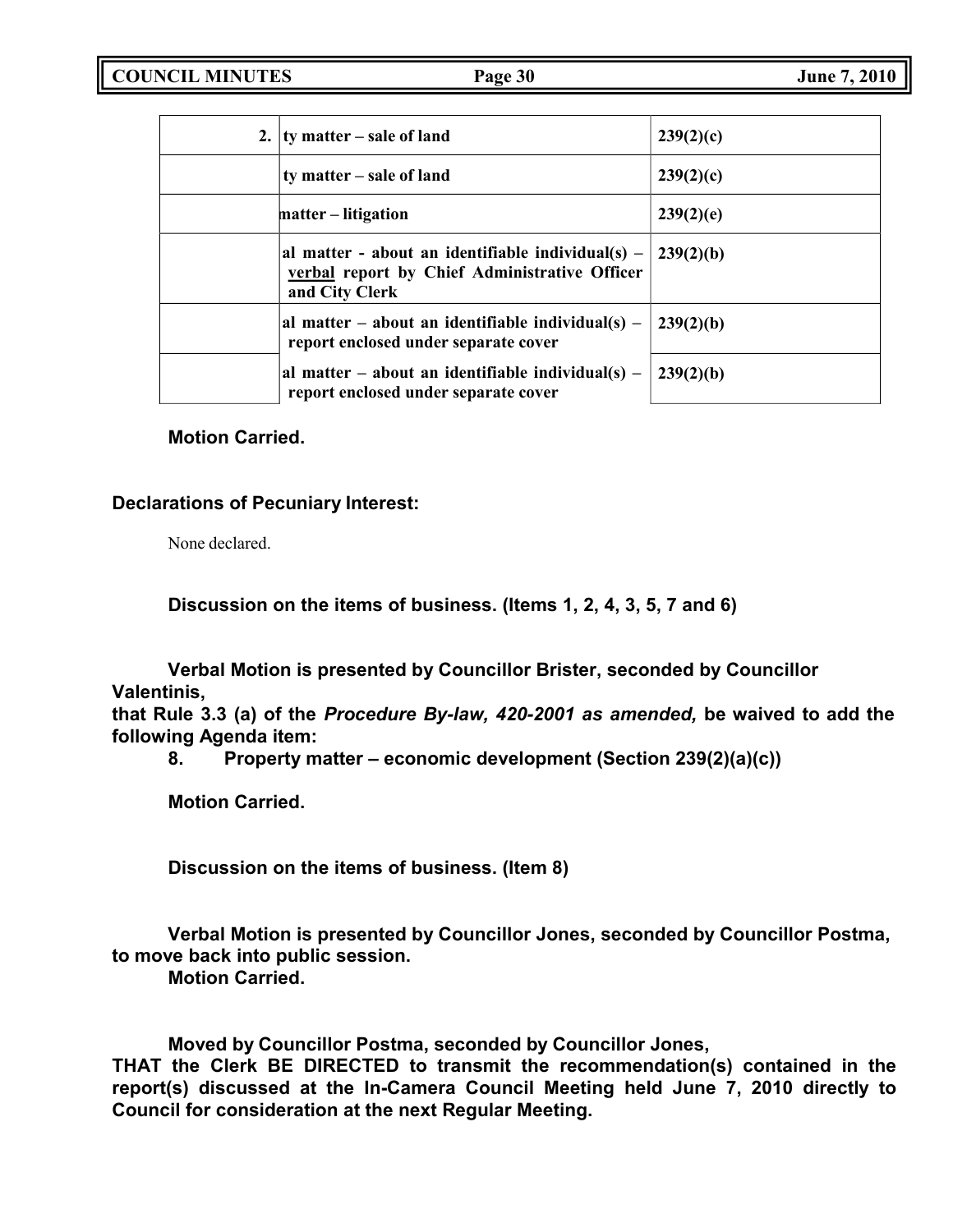| 2. | ty matter – sale of land | 239(2)(c) |
|---|---|---|
| | ty matter – sale of land | 239(2)(c) |
| | matter – litigation | 239(2)(e) |
| | al matter - about an identifiable individual(s) – verbal report by Chief Administrative Officer and City Clerk | 239(2)(b) |
| | al matter – about an identifiable individual(s) – report enclosed under separate cover | 239(2)(b) |
| | al matter – about an identifiable individual(s) – report enclosed under separate cover | 239(2)(b) |

**Motion Carried.**

**Declarations of Pecuniary Interest:**

None declared.

**Discussion on the items of business. (Items 1, 2, 4, 3, 5, 7 and 6)**

**Verbal Motion is presented by Councillor Brister, seconded by Councillor Valentinis,**
**that Rule 3.3 (a) of the *Procedure By-law, 420-2001 as amended,* be waived to add the following Agenda item:**

**8. Property matter – economic development (Section 239(2)(a)(c))**

**Motion Carried.**

**Discussion on the items of business. (Item 8)**

**Verbal Motion is presented by Councillor Jones, seconded by Councillor Postma, to move back into public session.**
**Motion Carried.**

**Moved by Councillor Postma, seconded by Councillor Jones,**
**THAT the Clerk BE DIRECTED to transmit the recommendation(s) contained in the report(s) discussed at the In-Camera Council Meeting held June 7, 2010 directly to Council for consideration at the next Regular Meeting.**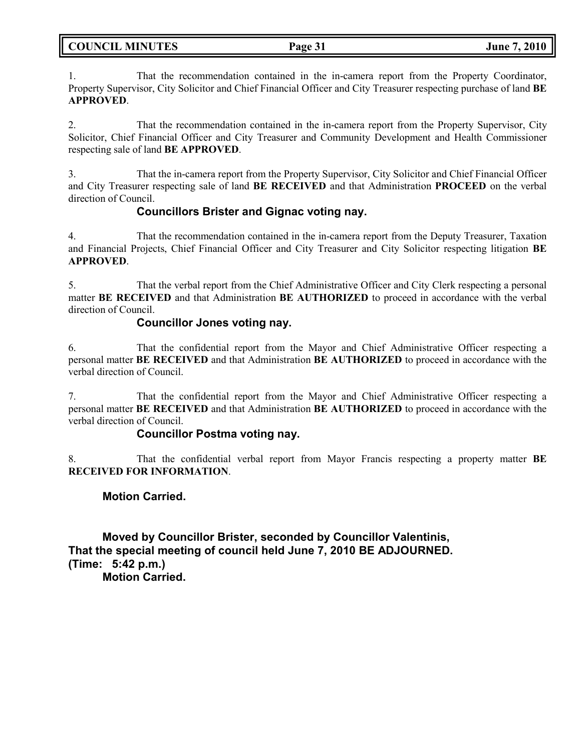1. That the recommendation contained in the in-camera report from the Property Coordinator, Property Supervisor, City Solicitor and Chief Financial Officer and City Treasurer respecting purchase of land **BE APPROVED**.

2. That the recommendation contained in the in-camera report from the Property Supervisor, City Solicitor, Chief Financial Officer and City Treasurer and Community Development and Health Commissioner respecting sale of land **BE APPROVED**.

3. That the in-camera report from the Property Supervisor, City Solicitor and Chief Financial Officer and City Treasurer respecting sale of land **BE RECEIVED** and that Administration **PROCEED** on the verbal direction of Council.

**Councillors Brister and Gignac voting nay.**

4. That the recommendation contained in the in-camera report from the Deputy Treasurer, Taxation and Financial Projects, Chief Financial Officer and City Treasurer and City Solicitor respecting litigation **BE APPROVED**.

5. That the verbal report from the Chief Administrative Officer and City Clerk respecting a personal matter **BE RECEIVED** and that Administration **BE AUTHORIZED** to proceed in accordance with the verbal direction of Council.

**Councillor Jones voting nay.**

6. That the confidential report from the Mayor and Chief Administrative Officer respecting a personal matter **BE RECEIVED** and that Administration **BE AUTHORIZED** to proceed in accordance with the verbal direction of Council.

7. That the confidential report from the Mayor and Chief Administrative Officer respecting a personal matter **BE RECEIVED** and that Administration **BE AUTHORIZED** to proceed in accordance with the verbal direction of Council.

**Councillor Postma voting nay.**

8. That the confidential verbal report from Mayor Francis respecting a property matter **BE RECEIVED FOR INFORMATION**.

**Motion Carried.**

**Moved by Councillor Brister, seconded by Councillor Valentinis,**
**That the special meeting of council held June 7, 2010 BE ADJOURNED.**
**(Time: 5:42 p.m.)**
**Motion Carried.**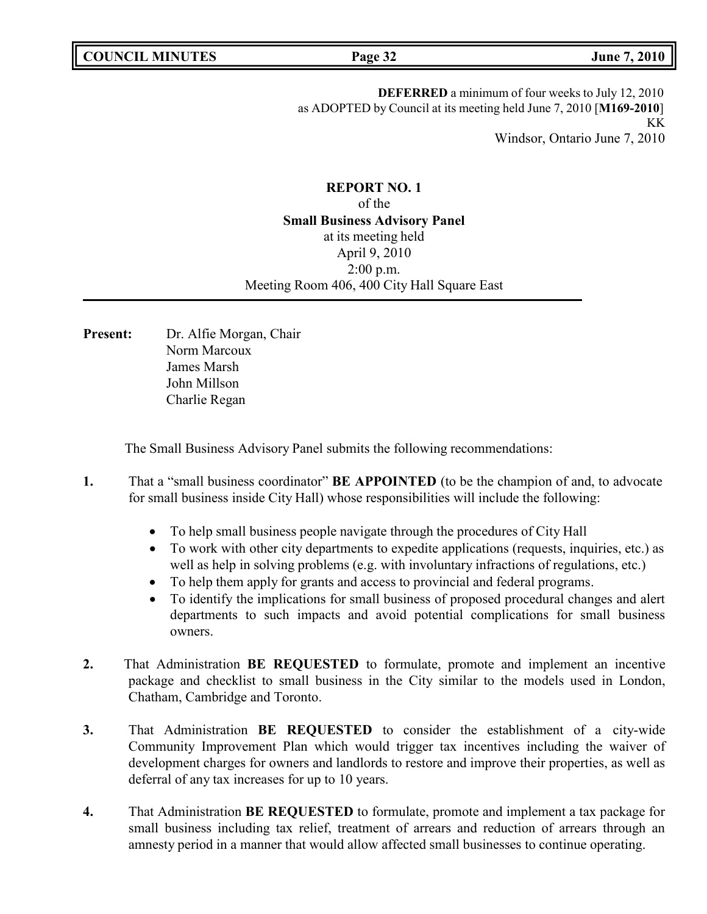**DEFERRED** a minimum of four weeks to July 12, 2010
as ADOPTED by Council at its meeting held June 7, 2010 [**M169-2010**]
KK
Windsor, Ontario June 7, 2010

**REPORT NO. 1**
of the
**Small Business Advisory Panel**
at its meeting held
April 9, 2010
2:00 p.m.
Meeting Room 406, 400 City Hall Square East

---

**Present:** Dr. Alfie Morgan, Chair
Norm Marcoux
James Marsh
John Millson
Charlie Regan

The Small Business Advisory Panel submits the following recommendations:

**1.** That a "small business coordinator" **BE APPOINTED** (to be the champion of and, to advocate for small business inside City Hall) whose responsibilities will include the following:

- To help small business people navigate through the procedures of City Hall
- To work with other city departments to expedite applications (requests, inquiries, etc.) as well as help in solving problems (e.g. with involuntary infractions of regulations, etc.)
- To help them apply for grants and access to provincial and federal programs.
- To identify the implications for small business of proposed procedural changes and alert departments to such impacts and avoid potential complications for small business owners.

**2.** That Administration **BE REQUESTED** to formulate, promote and implement an incentive package and checklist to small business in the City similar to the models used in London, Chatham, Cambridge and Toronto.

**3.** That Administration **BE REQUESTED** to consider the establishment of a city-wide Community Improvement Plan which would trigger tax incentives including the waiver of development charges for owners and landlords to restore and improve their properties, as well as deferral of any tax increases for up to 10 years.

**4.** That Administration **BE REQUESTED** to formulate, promote and implement a tax package for small business including tax relief, treatment of arrears and reduction of arrears through an amnesty period in a manner that would allow affected small businesses to continue operating.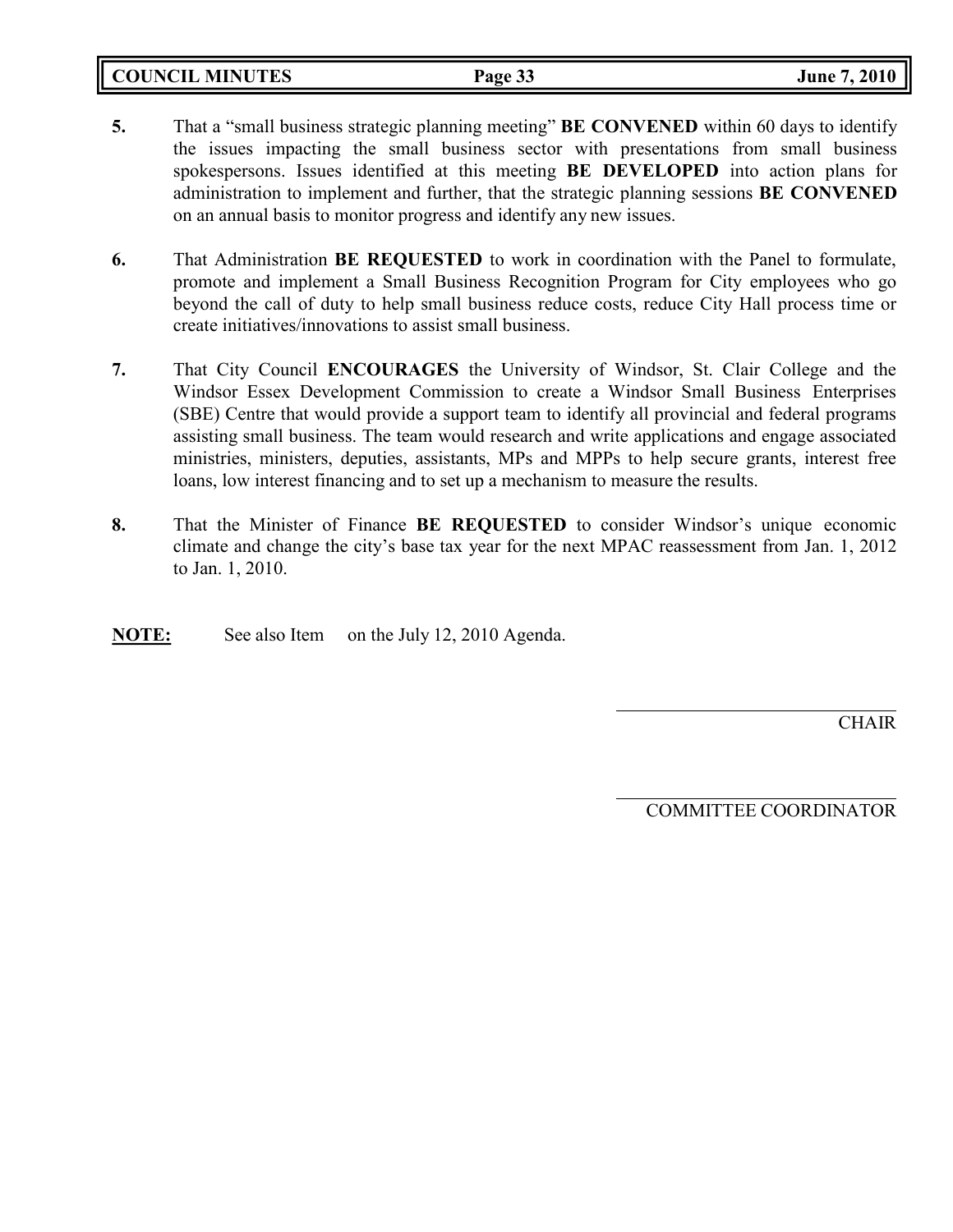**5.** That a "small business strategic planning meeting" **BE CONVENED** within 60 days to identify the issues impacting the small business sector with presentations from small business spokespersons. Issues identified at this meeting **BE DEVELOPED** into action plans for administration to implement and further, that the strategic planning sessions **BE CONVENED** on an annual basis to monitor progress and identify any new issues.

**6.** That Administration **BE REQUESTED** to work in coordination with the Panel to formulate, promote and implement a Small Business Recognition Program for City employees who go beyond the call of duty to help small business reduce costs, reduce City Hall process time or create initiatives/innovations to assist small business.

**7.** That City Council **ENCOURAGES** the University of Windsor, St. Clair College and the Windsor Essex Development Commission to create a Windsor Small Business Enterprises (SBE) Centre that would provide a support team to identify all provincial and federal programs assisting small business. The team would research and write applications and engage associated ministries, ministers, deputies, assistants, MPs and MPPs to help secure grants, interest free loans, low interest financing and to set up a mechanism to measure the results.

**8.** That the Minister of Finance **BE REQUESTED** to consider Windsor's unique economic climate and change the city's base tax year for the next MPAC reassessment from Jan. 1, 2012 to Jan. 1, 2010.

**NOTE:** See also Item on the July 12, 2010 Agenda.

CHAIR

COMMITTEE COORDINATOR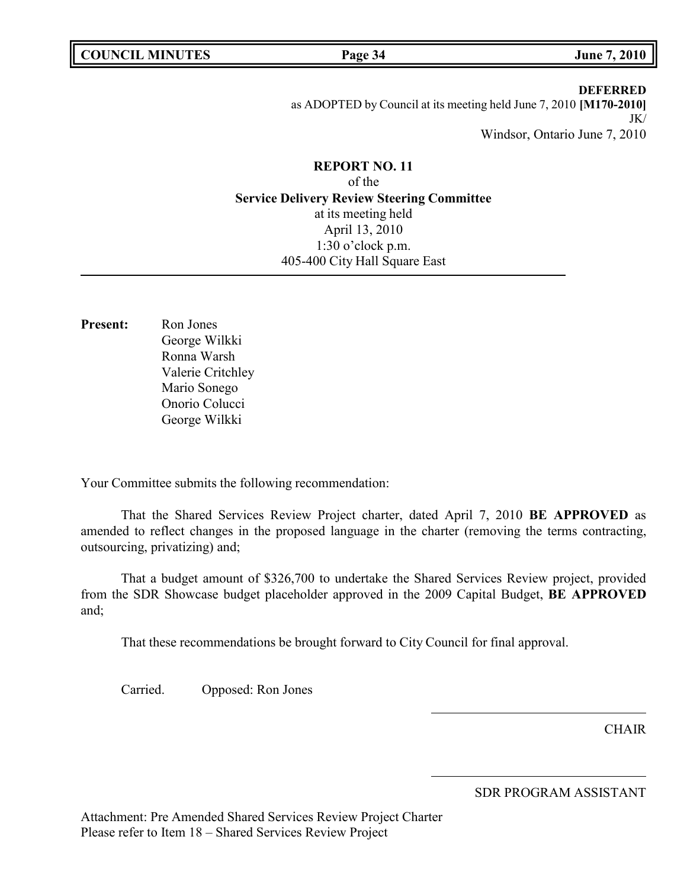**DEFERRED**

as ADOPTED by Council at its meeting held June 7, 2010 **[M170-2010]**

JK/

Windsor, Ontario June 7, 2010

**REPORT NO. 11**

of the

**Service Delivery Review Steering Committee**

at its meeting held

April 13, 2010

1:30 o'clock p.m.

405-400 City Hall Square East

---

**Present:** Ron Jones
George Wilkki
Ronna Warsh
Valerie Critchley
Mario Sonego
Onorio Colucci
George Wilkki

Your Committee submits the following recommendation:

That the Shared Services Review Project charter, dated April 7, 2010 **BE APPROVED** as amended to reflect changes in the proposed language in the charter (removing the terms contracting, outsourcing, privatizing) and;

That a budget amount of $326,700 to undertake the Shared Services Review project, provided from the SDR Showcase budget placeholder approved in the 2009 Capital Budget, **BE APPROVED** and;

That these recommendations be brought forward to City Council for final approval.

Carried. Opposed: Ron Jones

CHAIR

SDR PROGRAM ASSISTANT

Attachment: Pre Amended Shared Services Review Project Charter
Please refer to Item 18 – Shared Services Review Project